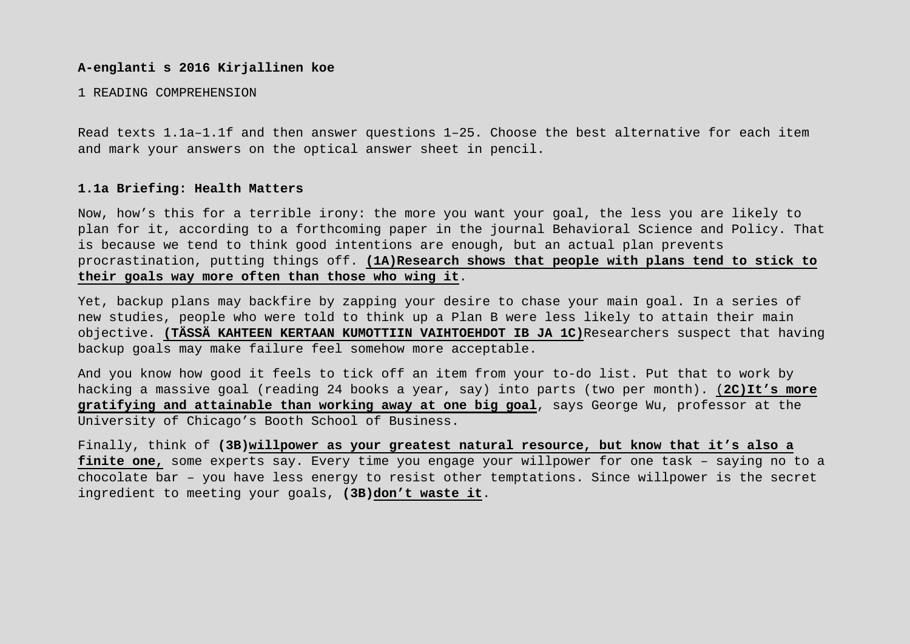**A-englanti s 2016 Kirjallinen koe**

1 READING COMPREHENSION

Read texts 1.1a–1.1f and then answer questions 1–25. Choose the best alternative for each item and mark your answers on the optical answer sheet in pencil.

**1.1a Briefing: Health Matters**

Now, how's this for a terrible irony: the more you want your goal, the less you are likely to plan for it, according to a forthcoming paper in the journal Behavioral Science and Policy. That is because we tend to think good intentions are enough, but an actual plan prevents procrastination, putting things off. **(1A)Research shows that people with plans tend to stick to their goals way more often than those who wing it**.

Yet, backup plans may backfire by zapping your desire to chase your main goal. In a series of new studies, people who were told to think up a Plan B were less likely to attain their main objective. **(TÄSSÄ KAHTEEN KERTAAN KUMOTTIIN VAIHTOEHDOT IB JA 1C)**Researchers suspect that having backup goals may make failure feel somehow more acceptable.

And you know how good it feels to tick off an item from your to-do list. Put that to work by hacking a massive goal (reading 24 books a year, say) into parts (two per month). (**2C)It's more gratifying and attainable than working away at one big goal**, says George Wu, professor at the University of Chicago's Booth School of Business.

Finally, think of **(3B)willpower as your greatest natural resource, but know that it's also a finite one,** some experts say. Every time you engage your willpower for one task – saying no to a chocolate bar – you have less energy to resist other temptations. Since willpower is the secret ingredient to meeting your goals, **(3B)don't waste it**.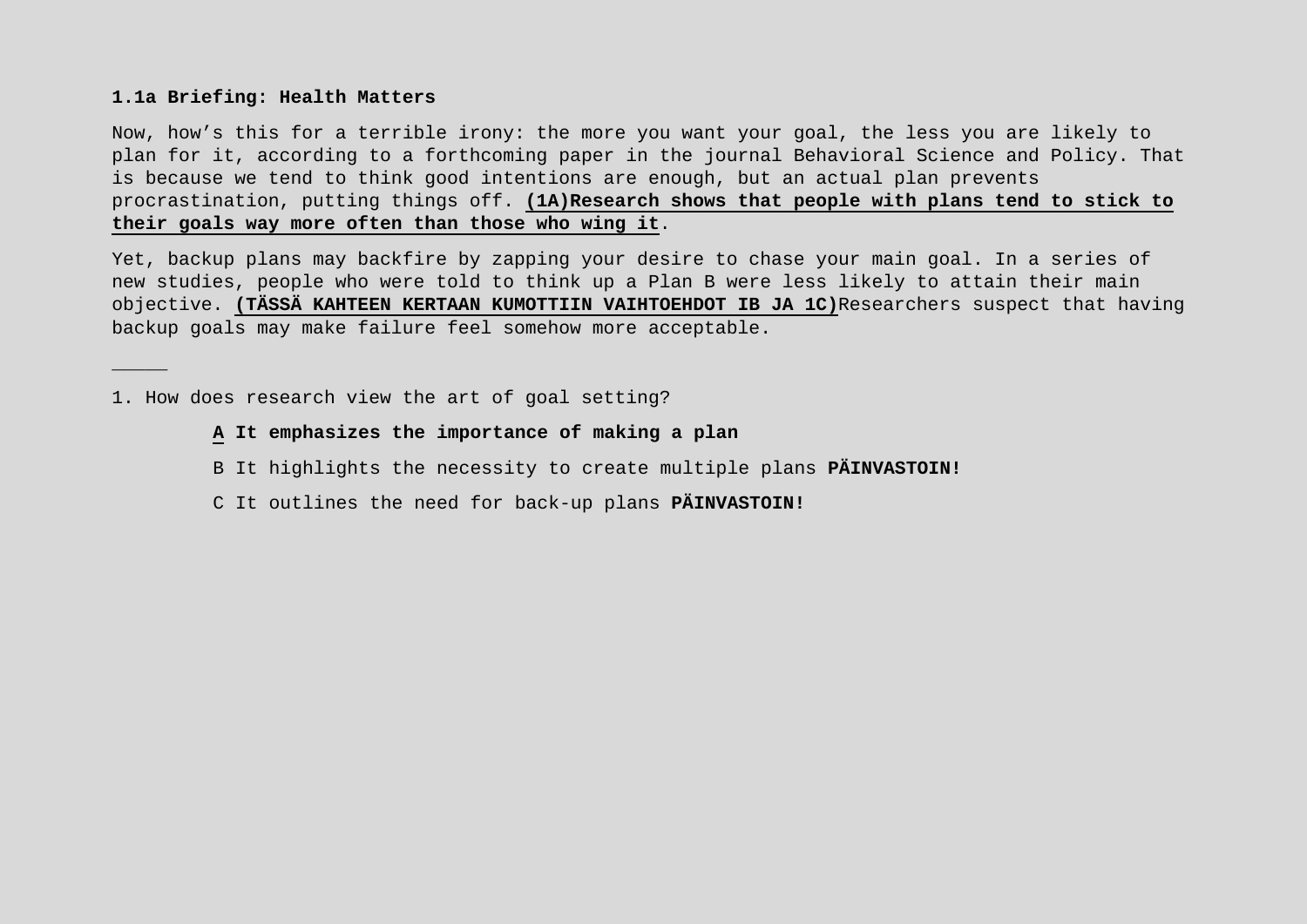**1.1a Briefing: Health Matters**

Now, how's this for a terrible irony: the more you want your goal, the less you are likely to plan for it, according to a forthcoming paper in the journal Behavioral Science and Policy. That is because we tend to think good intentions are enough, but an actual plan prevents procrastination, putting things off. **(1A)Research shows that people with plans tend to stick to their goals way more often than those who wing it**.

Yet, backup plans may backfire by zapping your desire to chase your main goal. In a series of new studies, people who were told to think up a Plan B were less likely to attain their main objective. **(TÄSSÄ KAHTEEN KERTAAN KUMOTTIIN VAIHTOEHDOT IB JA 1C)**Researchers suspect that having backup goals may make failure feel somehow more acceptable.

_____

1. How does research view the art of goal setting?

    **A It emphasizes the importance of making a plan**

    B It highlights the necessity to create multiple plans **PÄINVASTOIN!**

    C It outlines the need for back-up plans **PÄINVASTOIN!**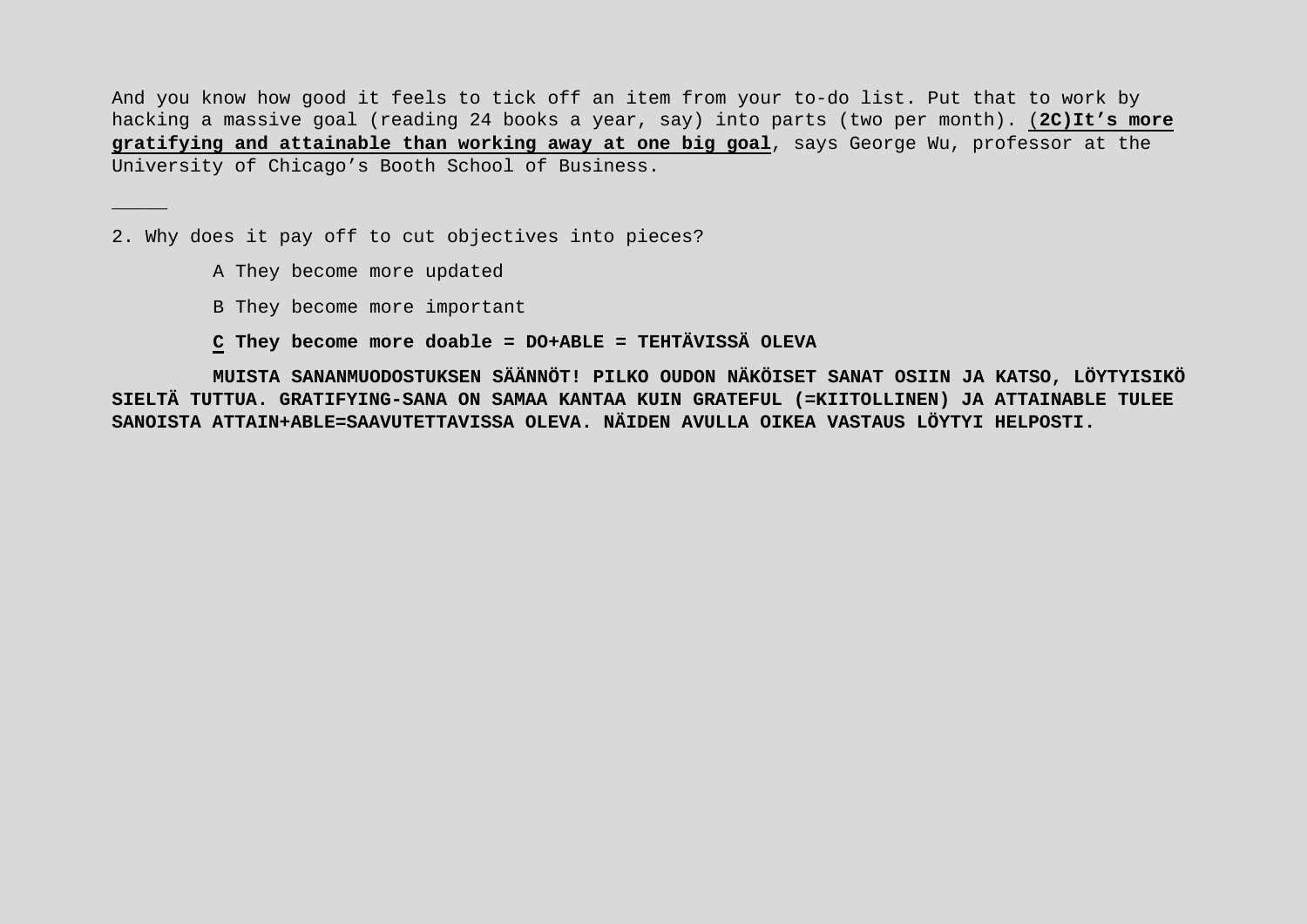And you know how good it feels to tick off an item from your to-do list. Put that to work by hacking a massive goal (reading 24 books a year, say) into parts (two per month). (<u>**2C)It's more gratifying and attainable than working away at one big goal**</u>, says George Wu, professor at the University of Chicago's Booth School of Business.

_____

2. Why does it pay off to cut objectives into pieces?

A They become more updated

B They become more important

**<u>C</u> They become more doable = DO+ABLE = TEHTÄVISSÄ OLEVA**

**MUISTA SANANMUODOSTUKSEN SÄÄNNÖT! PILKO OUDON NÄKÖISET SANAT OSIIN JA KATSO, LÖYTYISIKÖ SIELTÄ TUTTUA. GRATIFYING-SANA ON SAMAA KANTAA KUIN GRATEFUL (=KIITOLLINEN) JA ATTAINABLE TULEE SANOISTA ATTAIN+ABLE=SAAVUTETTAVISSA OLEVA. NÄIDEN AVULLA OIKEA VASTAUS LÖYTYI HELPOSTI.**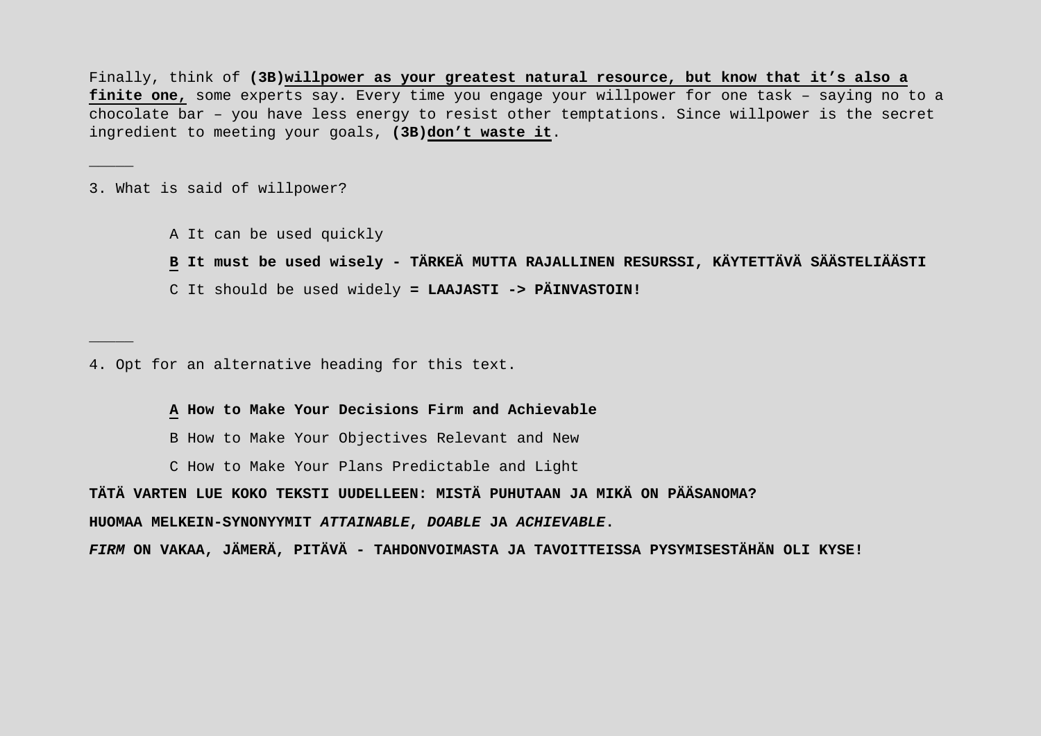Finally, think of **(3B)<u>willpower as your greatest natural resource, but know that it's also a finite one,</u>** some experts say. Every time you engage your willpower for one task – saying no to a chocolate bar – you have less energy to resist other temptations. Since willpower is the secret ingredient to meeting your goals, **(3B)<u>don't waste it</u>**.

_____

3. What is said of willpower?

A It can be used quickly

**<u>B</u> It must be used wisely - TÄRKEÄ MUTTA RAJALLINEN RESURSSI, KÄYTETTÄVÄ SÄÄSTELIÄÄSTI**

C It should be used widely **= LAAJASTI -> PÄINVASTOIN!**

_____

4. Opt for an alternative heading for this text.

**<u>A</u> How to Make Your Decisions Firm and Achievable**

B How to Make Your Objectives Relevant and New

C How to Make Your Plans Predictable and Light

**TÄTÄ VARTEN LUE KOKO TEKSTI UUDELLEEN: MISTÄ PUHUTAAN JA MIKÄ ON PÄÄSANOMA?**

**HUOMAA MELKEIN-SYNONYYMIT *ATTAINABLE*, *DOABLE* JA *ACHIEVABLE*.**

***FIRM* ON VAKAA, JÄMERÄ, PITÄVÄ - TAHDONVOIMASTA JA TAVOITTEISSA PYSYMISESTÄHÄN OLI KYSE!**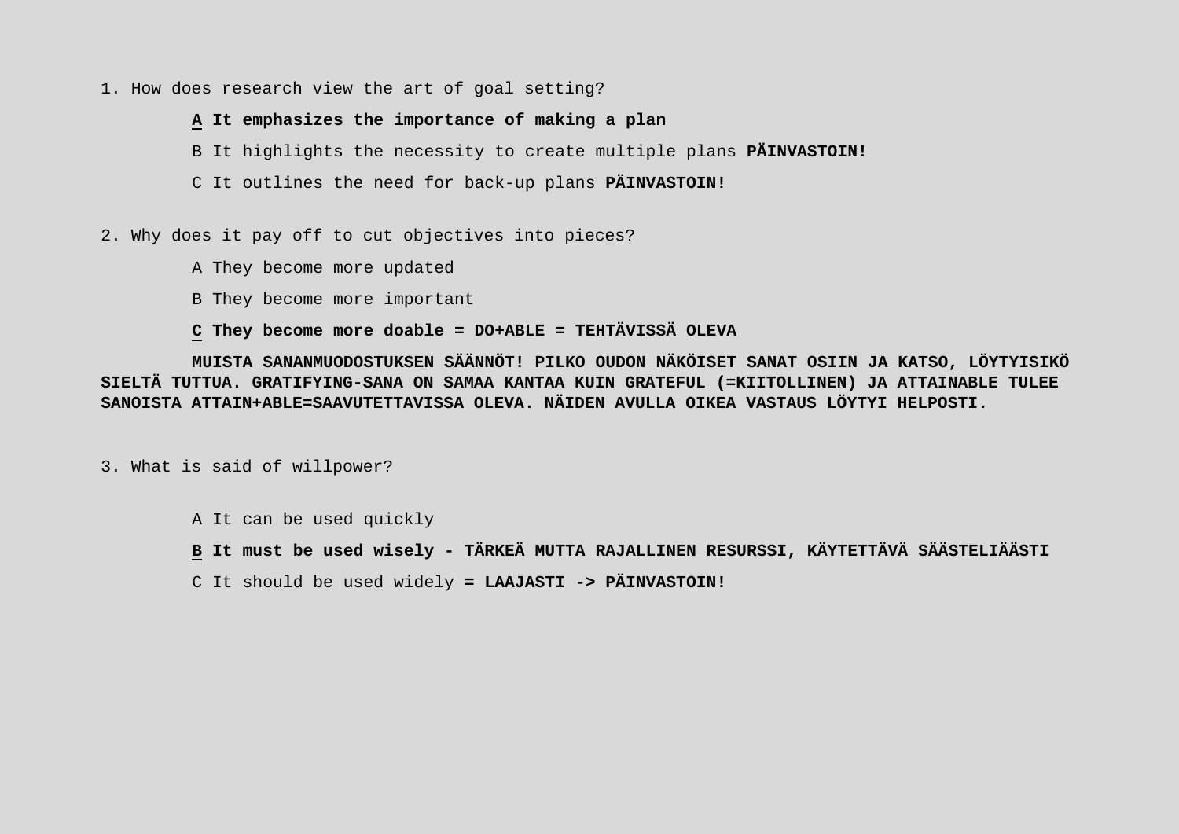1. How does research view the art of goal setting?

   **<u>A</u> It emphasizes the importance of making a plan**

   B It highlights the necessity to create multiple plans **PÄINVASTOIN!**

   C It outlines the need for back-up plans **PÄINVASTOIN!**

2. Why does it pay off to cut objectives into pieces?

   A They become more updated

   B They become more important

   **<u>C</u> They become more doable = DO+ABLE = TEHTÄVISSÄ OLEVA**

   **MUISTA SANANMUODOSTUKSEN SÄÄNNÖT! PILKO OUDON NÄKÖISET SANAT OSIIN JA KATSO, LÖYTYISIKÖ SIELTÄ TUTTUA. GRATIFYING-SANA ON SAMAA KANTAA KUIN GRATEFUL (=KIITOLLINEN) JA ATTAINABLE TULEE SANOISTA ATTAIN+ABLE=SAAVUTETTAVISSA OLEVA. NÄIDEN AVULLA OIKEA VASTAUS LÖYTYI HELPOSTI.**

3. What is said of willpower?

   A It can be used quickly

   **<u>B</u> It must be used wisely - TÄRKEÄ MUTTA RAJALLINEN RESURSSI, KÄYTETTÄVÄ SÄÄSTELIÄÄSTI**

   C It should be used widely **= LAAJASTI -> PÄINVASTOIN!**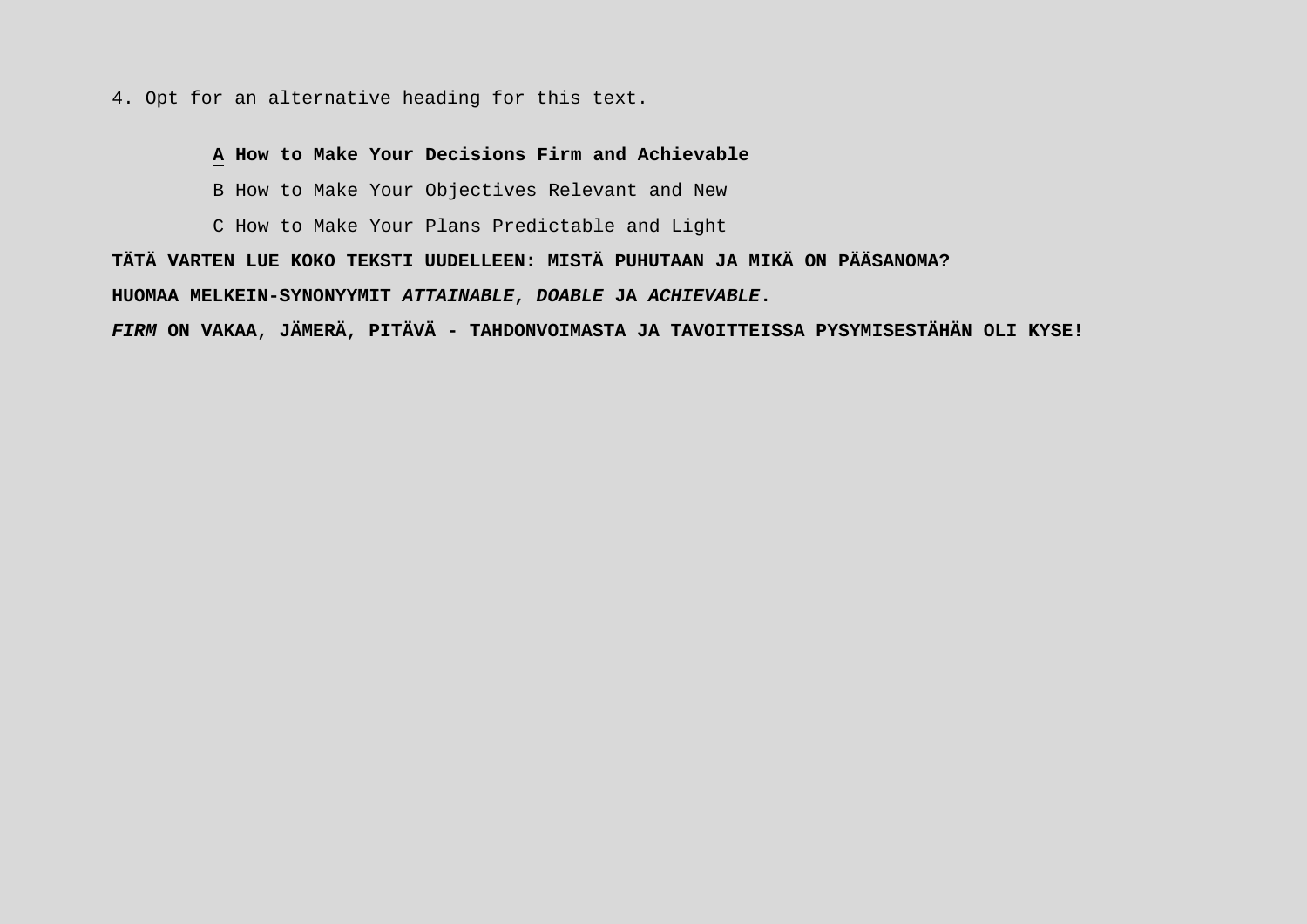4. Opt for an alternative heading for this text.

**<u>A</u> How to Make Your Decisions Firm and Achievable**

B How to Make Your Objectives Relevant and New

C How to Make Your Plans Predictable and Light

**TÄTÄ VARTEN LUE KOKO TEKSTI UUDELLEEN: MISTÄ PUHUTAAN JA MIKÄ ON PÄÄSANOMA?**

**HUOMAA MELKEIN-SYNONYYMIT *ATTAINABLE*, *DOABLE* JA *ACHIEVABLE*.**

***FIRM* ON VAKAA, JÄMERÄ, PITÄVÄ - TAHDONVOIMASTA JA TAVOITTEISSA PYSYMISESTÄHÄN OLI KYSE!**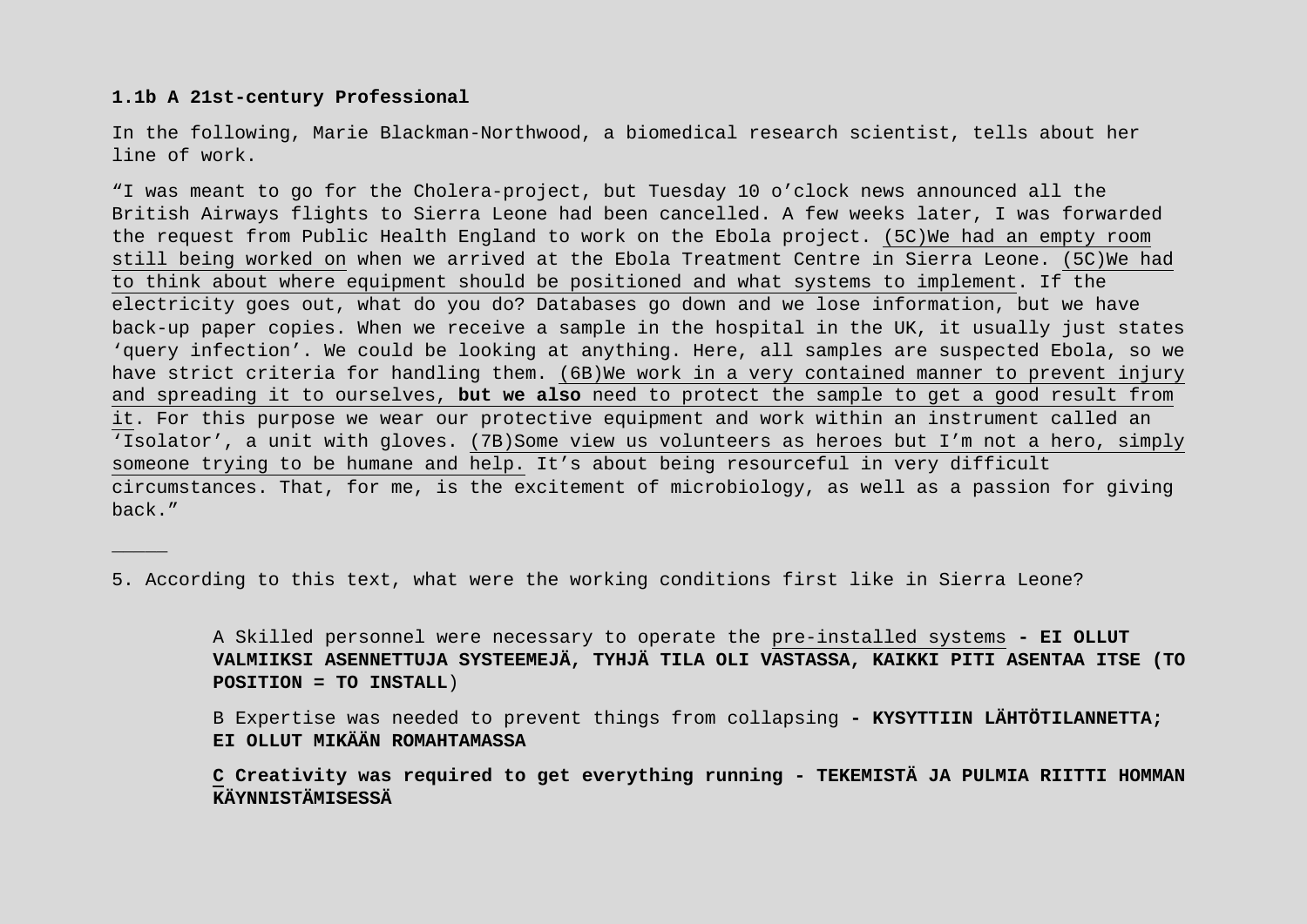**1.1b A 21st-century Professional**

In the following, Marie Blackman-Northwood, a biomedical research scientist, tells about her line of work.

"I was meant to go for the Cholera-project, but Tuesday 10 o'clock news announced all the British Airways flights to Sierra Leone had been cancelled. A few weeks later, I was forwarded the request from Public Health England to work on the Ebola project. <u>(5C)We had an empty room still being worked on</u> when we arrived at the Ebola Treatment Centre in Sierra Leone. <u>(5C)We had to think about where equipment should be positioned and what systems to implement</u>. If the electricity goes out, what do you do? Databases go down and we lose information, but we have back-up paper copies. When we receive a sample in the hospital in the UK, it usually just states 'query infection'. We could be looking at anything. Here, all samples are suspected Ebola, so we have strict criteria for handling them. <u>(6B)We work in a very contained manner to prevent injury and spreading it to ourselves, **but we also** need to protect the sample to get a good result from it</u>. For this purpose we wear our protective equipment and work within an instrument called an 'Isolator', a unit with gloves. <u>(7B)Some view us volunteers as heroes but I'm not a hero, simply someone trying to be humane and help.</u> It's about being resourceful in very difficult circumstances. That, for me, is the excitement of microbiology, as well as a passion for giving back."

_____

5. According to this text, what were the working conditions first like in Sierra Leone?

A Skilled personnel were necessary to operate the <u>pre-installed systems</u> **- EI OLLUT VALMIIKSI ASENNETTUJA SYSTEEMEJÄ, TYHJÄ TILA OLI VASTASSA, KAIKKI PITI ASENTAA ITSE (TO POSITION = TO INSTALL**)

B Expertise was needed to prevent things from collapsing **- KYSYTTIIN LÄHTÖTILANNETTA; EI OLLUT MIKÄÄN ROMAHTAMASSA**

**<u>C</u> Creativity was required to get everything running - TEKEMISTÄ JA PULMIA RIITTI HOMMAN KÄYNNISTÄMISESSÄ**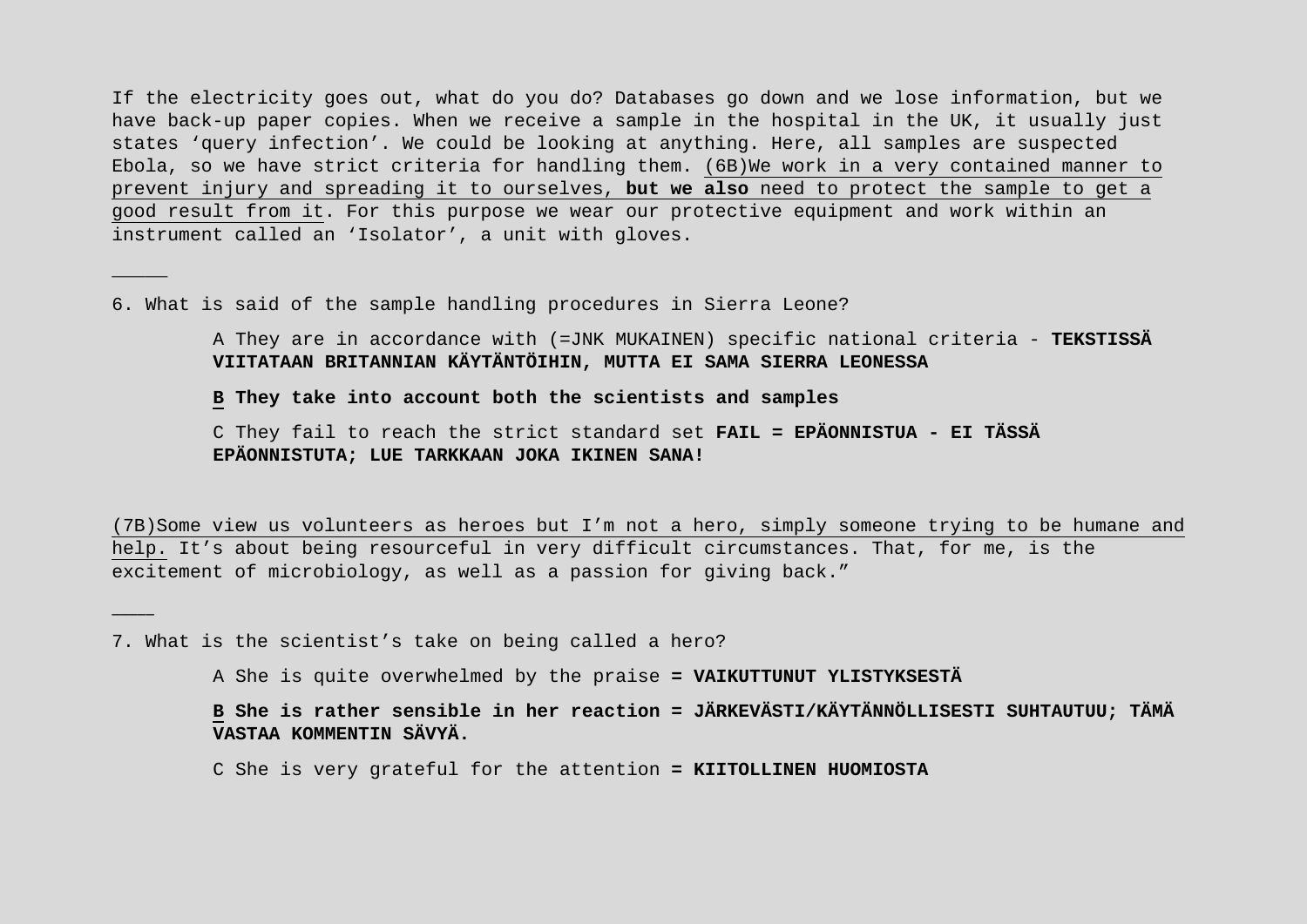If the electricity goes out, what do you do? Databases go down and we lose information, but we have back-up paper copies. When we receive a sample in the hospital in the UK, it usually just states 'query infection'. We could be looking at anything. Here, all samples are suspected Ebola, so we have strict criteria for handling them. <u>(6B)We work in a very contained manner to prevent injury and spreading it to ourselves, **but we also** need to protect the sample to get a good result from it</u>. For this purpose we wear our protective equipment and work within an instrument called an 'Isolator', a unit with gloves.

_____

6. What is said of the sample handling procedures in Sierra Leone?

A They are in accordance with (=JNK MUKAINEN) specific national criteria - **TEKSTISSÄ VIITATAAN BRITANNIAN KÄYTÄNTÖIHIN, MUTTA EI SAMA SIERRA LEONESSA**

**<u>B</u> They take into account both the scientists and samples**

C They fail to reach the strict standard set **FAIL = EPÄONNISTUA - EI TÄSSÄ EPÄONNISTUTA; LUE TARKKAAN JOKA IKINEN SANA!**

<u>(7B)Some view us volunteers as heroes but I'm not a hero, simply someone trying to be humane and help.</u> It's about being resourceful in very difficult circumstances. That, for me, is the excitement of microbiology, as well as a passion for giving back."

____

7. What is the scientist's take on being called a hero?

A She is quite overwhelmed by the praise **= VAIKUTTUNUT YLISTYKSESTÄ**

**<u>B</u> She is rather sensible in her reaction = JÄRKEVÄSTI/KÄYTÄNNÖLLISESTI SUHTAUTUU; TÄMÄ VASTAA KOMMENTIN SÄVYÄ.**

C She is very grateful for the attention **= KIITOLLINEN HUOMIOSTA**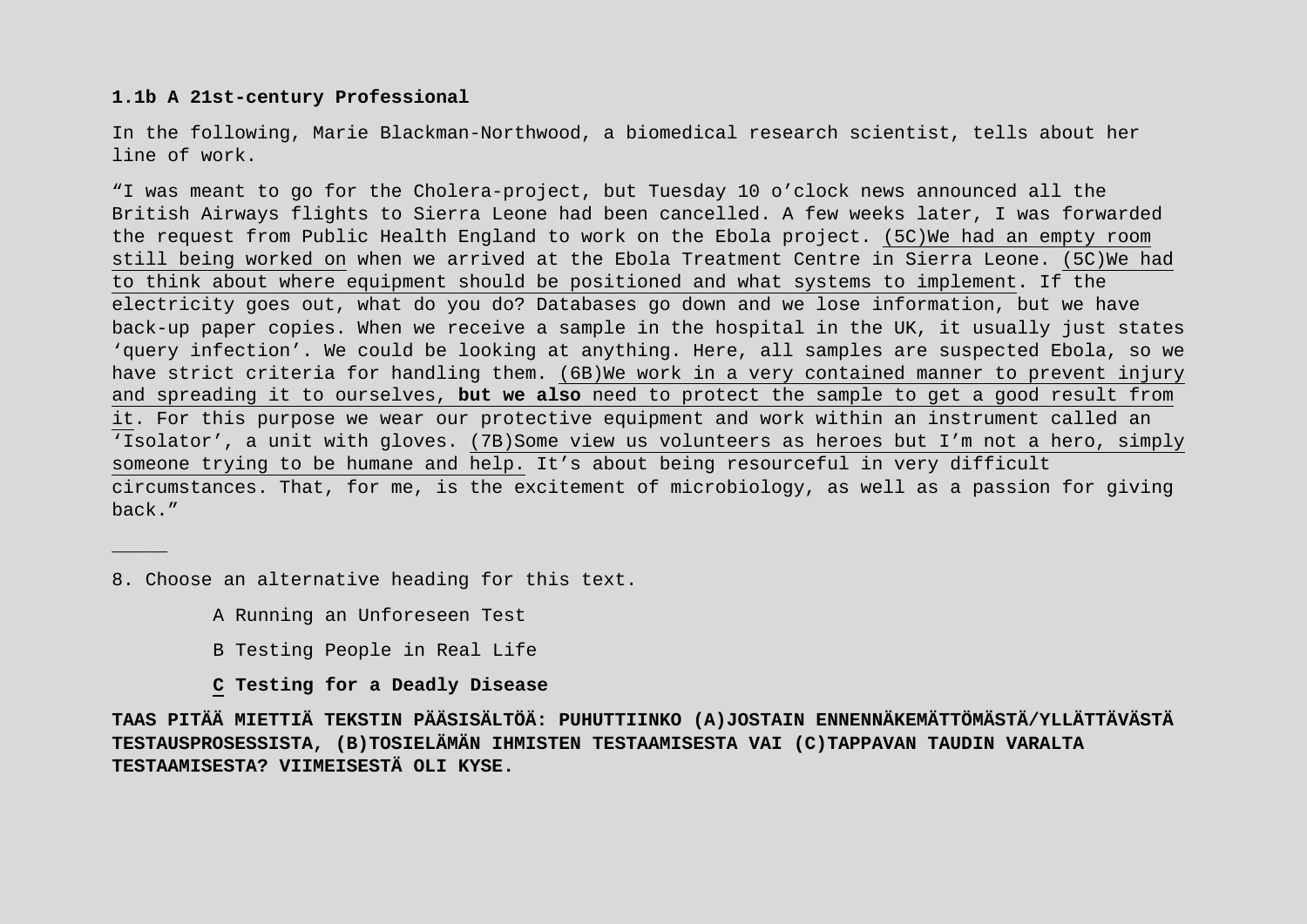**1.1b A 21st-century Professional**

In the following, Marie Blackman-Northwood, a biomedical research scientist, tells about her line of work.

“I was meant to go for the Cholera-project, but Tuesday 10 o’clock news announced all the British Airways flights to Sierra Leone had been cancelled. A few weeks later, I was forwarded the request from Public Health England to work on the Ebola project. (5C)We had an empty room still being worked on when we arrived at the Ebola Treatment Centre in Sierra Leone. (5C)We had to think about where equipment should be positioned and what systems to implement. If the electricity goes out, what do you do? Databases go down and we lose information, but we have back-up paper copies. When we receive a sample in the hospital in the UK, it usually just states ‘query infection’. We could be looking at anything. Here, all samples are suspected Ebola, so we have strict criteria for handling them. (6B)We work in a very contained manner to prevent injury and spreading it to ourselves, **but we also** need to protect the sample to get a good result from it. For this purpose we wear our protective equipment and work within an instrument called an ‘Isolator’, a unit with gloves. (7B)Some view us volunteers as heroes but I’m not a hero, simply someone trying to be humane and help. It’s about being resourceful in very difficult circumstances. That, for me, is the excitement of microbiology, as well as a passion for giving back.”

_____

8. Choose an alternative heading for this text.

A Running an Unforeseen Test

B Testing People in Real Life

**C Testing for a Deadly Disease**

**TAAS PITÄÄ MIETTIÄ TEKSTIN PÄÄSISÄLTÖÄ: PUHUTTIINKO (A)JOSTAIN ENNENNÄKEMÄTTÖMÄSTÄ/YLLÄTTÄVÄSTÄ TESTAUSPROSESSISTA, (B)TOSIELÄMÄN IHMISTEN TESTAAMISESTA VAI (C)TAPPAVAN TAUDIN VARALTA TESTAAMISESTA? VIIMEISESTÄ OLI KYSE.**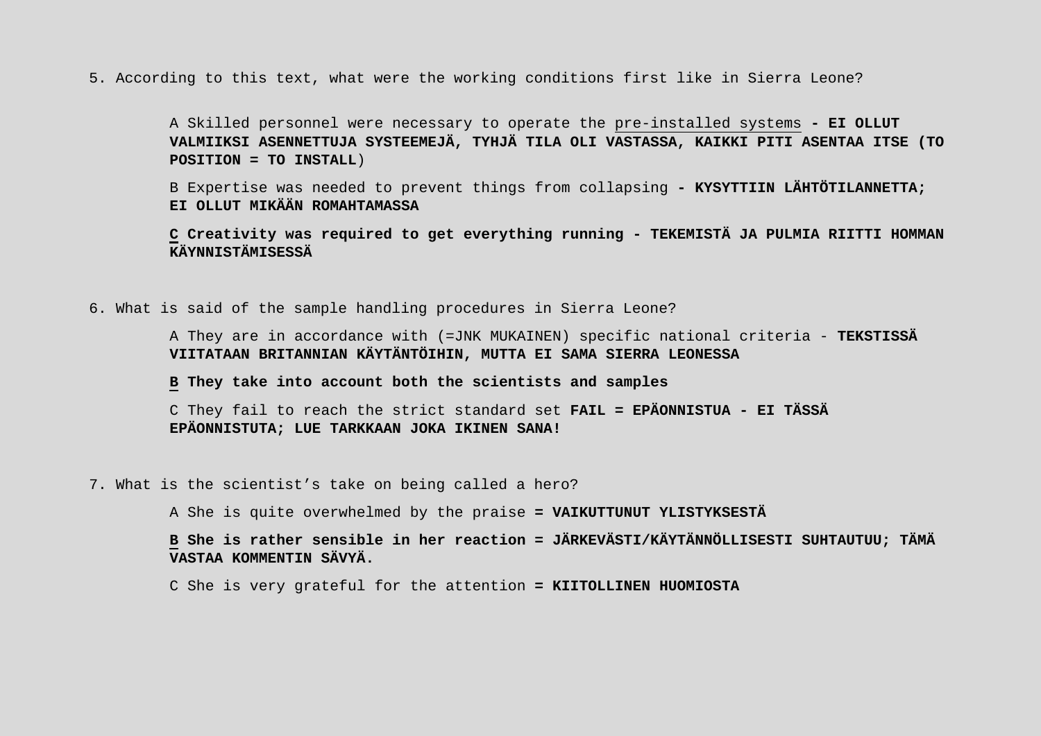5. According to this text, what were the working conditions first like in Sierra Leone?

   A Skilled personnel were necessary to operate the <u>pre-installed systems</u> **- EI OLLUT VALMIIKSI ASENNETTUJA SYSTEEMEJÄ, TYHJÄ TILA OLI VASTASSA, KAIKKI PITI ASENTAA ITSE (TO POSITION = TO INSTALL**)

   B Expertise was needed to prevent things from collapsing **- KYSYTTIIN LÄHTÖTILANNETTA; EI OLLUT MIKÄÄN ROMAHTAMASSA**

   **<u>C</u> Creativity was required to get everything running - TEKEMISTÄ JA PULMIA RIITTI HOMMAN KÄYNNISTÄMISESSÄ**

6. What is said of the sample handling procedures in Sierra Leone?

   A They are in accordance with (=JNK MUKAINEN) specific national criteria - **TEKSTISSÄ VIITATAAN BRITANNIAN KÄYTÄNTÖIHIN, MUTTA EI SAMA SIERRA LEONESSA**

   **<u>B</u> They take into account both the scientists and samples**

   C They fail to reach the strict standard set **FAIL = EPÄONNISTUA - EI TÄSSÄ EPÄONNISTUTA; LUE TARKKAAN JOKA IKINEN SANA!**

7. What is the scientist's take on being called a hero?

   A She is quite overwhelmed by the praise **= VAIKUTTUNUT YLISTYKSESTÄ**

   **<u>B</u> She is rather sensible in her reaction = JÄRKEVÄSTI/KÄYTÄNNÖLLISESTI SUHTAUTUU; TÄMÄ VASTAA KOMMENTIN SÄVYÄ.**

   C She is very grateful for the attention **= KIITOLLINEN HUOMIOSTA**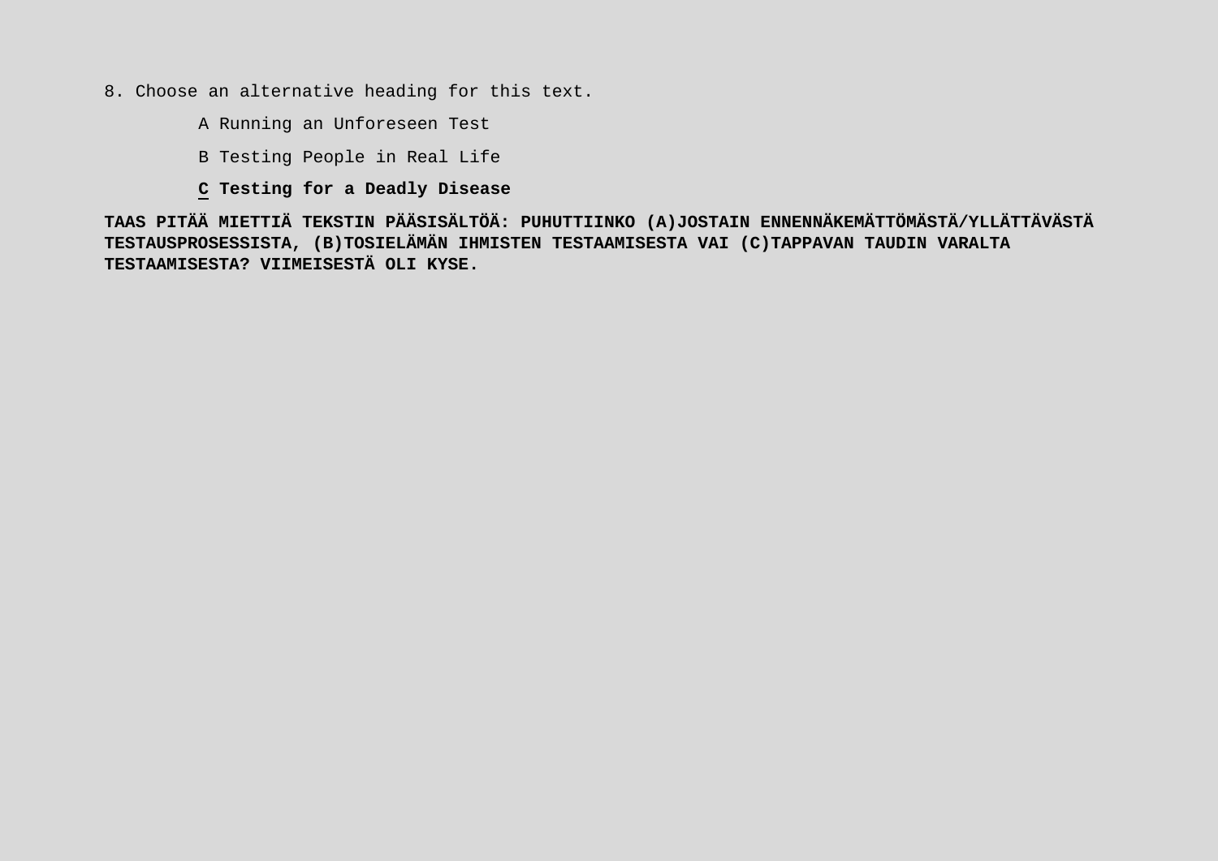8. Choose an alternative heading for this text.

A Running an Unforeseen Test

B Testing People in Real Life

**C Testing for a Deadly Disease**

**TAAS PITÄÄ MIETTIÄ TEKSTIN PÄÄSISÄLTÖÄ: PUHUTTIINKO (A)JOSTAIN ENNENNÄKEMÄTTÖMÄSTÄ/YLLÄTTÄVÄSTÄ TESTAUSPROSESSISTA, (B)TOSIELÄMÄN IHMISTEN TESTAAMISESTA VAI (C)TAPPAVAN TAUDIN VARALTA TESTAAMISESTA? VIIMEISESTÄ OLI KYSE.**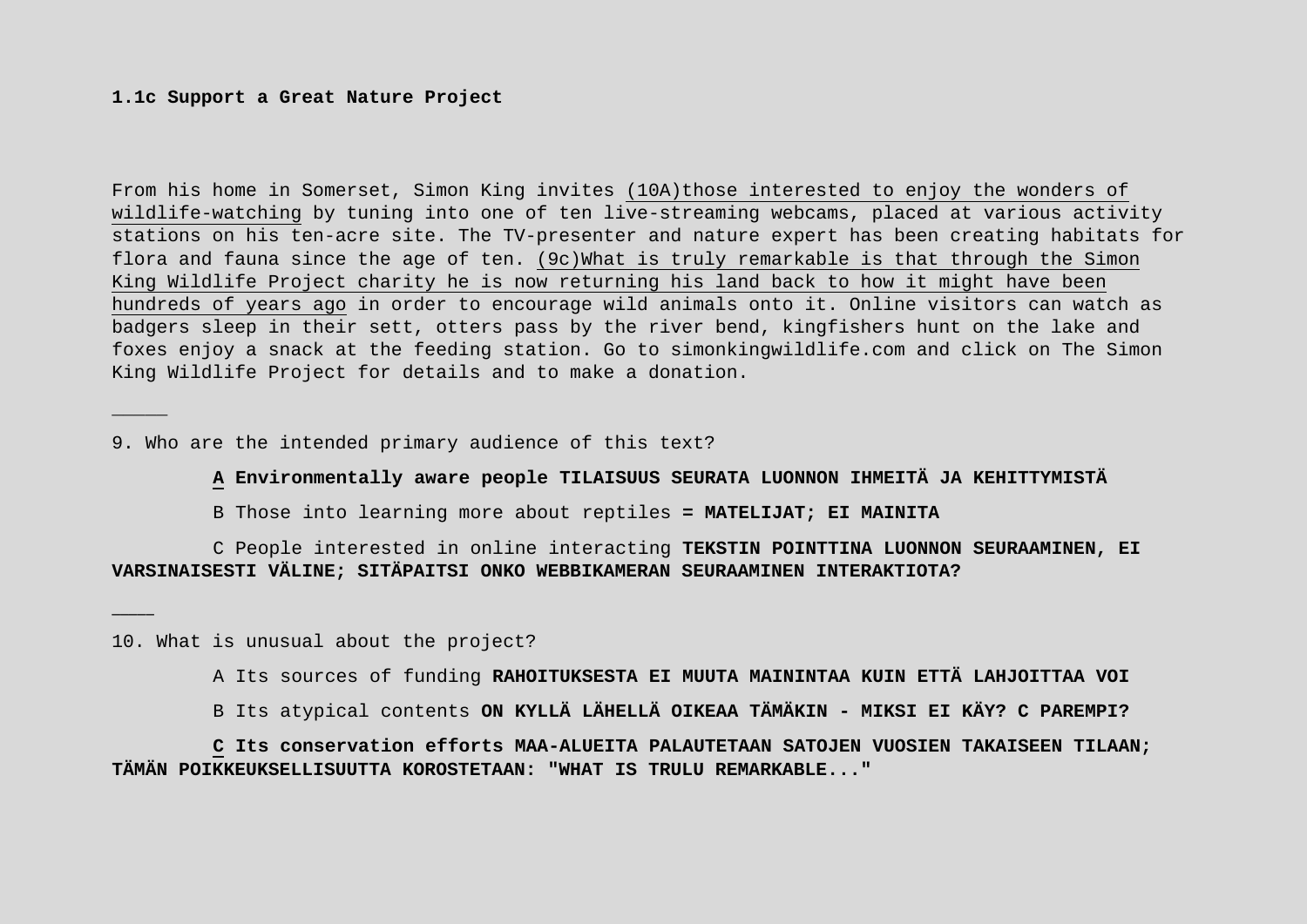**1.1c Support a Great Nature Project**

From his home in Somerset, Simon King invites (10A)those interested to enjoy the wonders of wildlife-watching by tuning into one of ten live-streaming webcams, placed at various activity stations on his ten-acre site. The TV-presenter and nature expert has been creating habitats for flora and fauna since the age of ten. (9c)What is truly remarkable is that through the Simon King Wildlife Project charity he is now returning his land back to how it might have been hundreds of years ago in order to encourage wild animals onto it. Online visitors can watch as badgers sleep in their sett, otters pass by the river bend, kingfishers hunt on the lake and foxes enjoy a snack at the feeding station. Go to simonkingwildlife.com and click on The Simon King Wildlife Project for details and to make a donation.

_____

9. Who are the intended primary audience of this text?

   **A Environmentally aware people TILAISUUS SEURATA LUONNON IHMEITÄ JA KEHITTYMISTÄ**

   B Those into learning more about reptiles **= MATELIJAT; EI MAINITA**

   C People interested in online interacting **TEKSTIN POINTTINA LUONNON SEURAAMINEN, EI VARSINAISESTI VÄLINE; SITÄPAITSI ONKO WEBBIKAMERAN SEURAAMINEN INTERAKTIOTA?**

____

10. What is unusual about the project?

   A Its sources of funding **RAHOITUKSESTA EI MUUTA MAININTAA KUIN ETTÄ LAHJOITTAA VOI**

   B Its atypical contents **ON KYLLÄ LÄHELLÄ OIKEAA TÄMÄKIN - MIKSI EI KÄY? C PAREMPI?**

   **C Its conservation efforts MAA-ALUEITA PALAUTETAAN SATOJEN VUOSIEN TAKAISEEN TILAAN; TÄMÄN POIKKEUKSELLISUUTTA KOROSTETAAN: "WHAT IS TRULU REMARKABLE..."**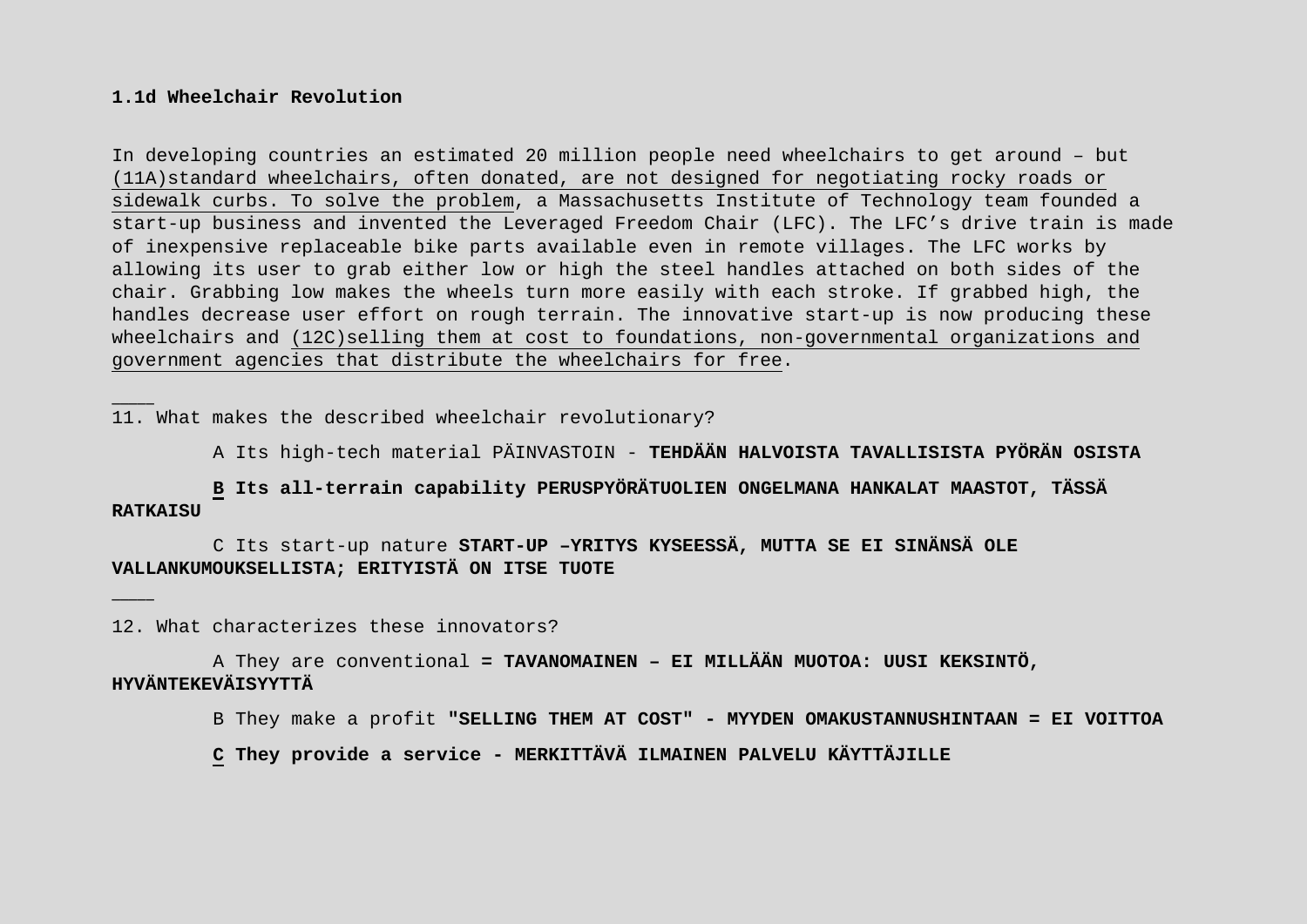**1.1d Wheelchair Revolution**

In developing countries an estimated 20 million people need wheelchairs to get around – but <u>(11A)standard wheelchairs, often donated, are not designed for negotiating rocky roads or sidewalk curbs. To solve the problem</u>, a Massachusetts Institute of Technology team founded a start-up business and invented the Leveraged Freedom Chair (LFC). The LFC's drive train is made of inexpensive replaceable bike parts available even in remote villages. The LFC works by allowing its user to grab either low or high the steel handles attached on both sides of the chair. Grabbing low makes the wheels turn more easily with each stroke. If grabbed high, the handles decrease user effort on rough terrain. The innovative start-up is now producing these wheelchairs and <u>(12C)selling them at cost to foundations, non-governmental organizations and government agencies that distribute the wheelchairs for free</u>.

____

11. What makes the described wheelchair revolutionary?

A Its high-tech material PÄINVASTOIN - **TEHDÄÄN HALVOISTA TAVALLISISTA PYÖRÄN OSISTA**

**<u>B</u> Its all-terrain capability PERUSPYÖRÄTUOLIEN ONGELMANA HANKALAT MAASTOT, TÄSSÄ RATKAISU**

C Its start-up nature **START-UP –YRITYS KYSEESSÄ, MUTTA SE EI SINÄNSÄ OLE VALLANKUMOUKSELLISTA; ERITYISTÄ ON ITSE TUOTE**

____

12. What characterizes these innovators?

A They are conventional **= TAVANOMAINEN – EI MILLÄÄN MUOTOA: UUSI KEKSINTÖ, HYVÄNTEKEVÄISYYTTÄ**

B They make a profit **"SELLING THEM AT COST" - MYYDEN OMAKUSTANNUSHINTAAN = EI VOITTOA**

**<u>C</u> They provide a service - MERKITTÄVÄ ILMAINEN PALVELU KÄYTTÄJILLE**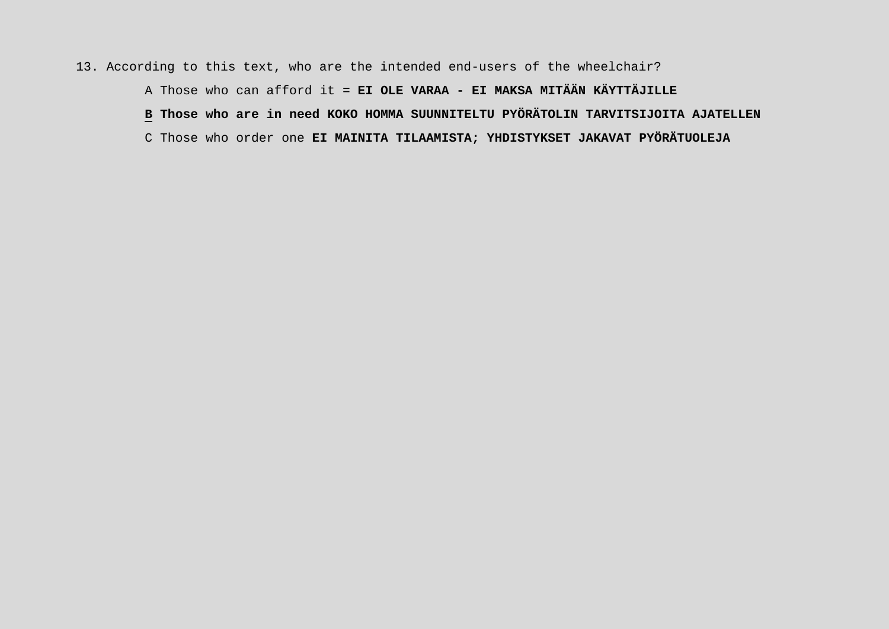13. According to this text, who are the intended end-users of the wheelchair?

    A Those who can afford it = **EI OLE VARAA - EI MAKSA MITÄÄN KÄYTTÄJILLE**

    **B Those who are in need KOKO HOMMA SUUNNITELTU PYÖRÄTOLIN TARVITSIJOITA AJATELLEN**

    C Those who order one **EI MAINITA TILAAMISTA; YHDISTYKSET JAKAVAT PYÖRÄTUOLEJA**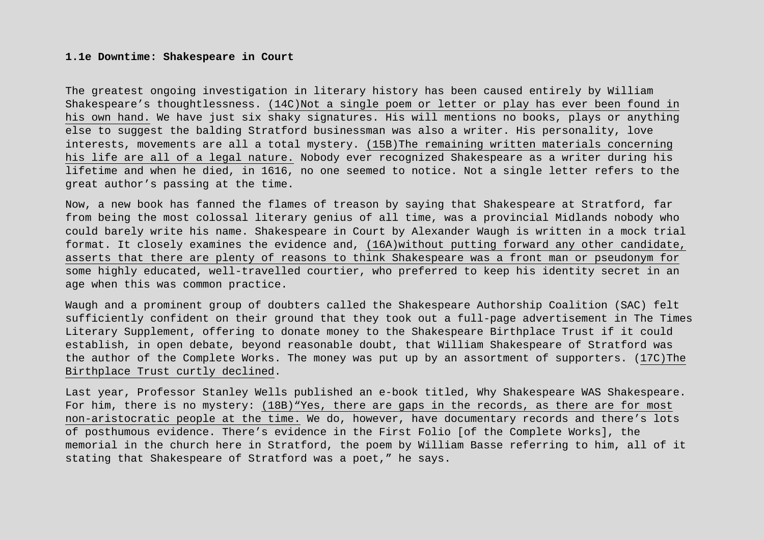**1.1e Downtime: Shakespeare in Court**

The greatest ongoing investigation in literary history has been caused entirely by William Shakespeare's thoughtlessness. <u>(14C)Not a single poem or letter or play has ever been found in his own hand.</u> We have just six shaky signatures. His will mentions no books, plays or anything else to suggest the balding Stratford businessman was also a writer. His personality, love interests, movements are all a total mystery. <u>(15B)The remaining written materials concerning his life are all of a legal nature.</u> Nobody ever recognized Shakespeare as a writer during his lifetime and when he died, in 1616, no one seemed to notice. Not a single letter refers to the great author's passing at the time.

Now, a new book has fanned the flames of treason by saying that Shakespeare at Stratford, far from being the most colossal literary genius of all time, was a provincial Midlands nobody who could barely write his name. Shakespeare in Court by Alexander Waugh is written in a mock trial format. It closely examines the evidence and, <u>(16A)without putting forward any other candidate, asserts that there are plenty of reasons to think Shakespeare was a front man or pseudonym for</u> some highly educated, well-travelled courtier, who preferred to keep his identity secret in an age when this was common practice.

Waugh and a prominent group of doubters called the Shakespeare Authorship Coalition (SAC) felt sufficiently confident on their ground that they took out a full-page advertisement in The Times Literary Supplement, offering to donate money to the Shakespeare Birthplace Trust if it could establish, in open debate, beyond reasonable doubt, that William Shakespeare of Stratford was the author of the Complete Works. The money was put up by an assortment of supporters. (<u>17C)The Birthplace Trust curtly declined</u>.

Last year, Professor Stanley Wells published an e-book titled, Why Shakespeare WAS Shakespeare. For him, there is no mystery: <u>(18B)"Yes, there are gaps in the records, as there are for most non-aristocratic people at the time.</u> We do, however, have documentary records and there's lots of posthumous evidence. There's evidence in the First Folio [of the Complete Works], the memorial in the church here in Stratford, the poem by William Basse referring to him, all of it stating that Shakespeare of Stratford was a poet," he says.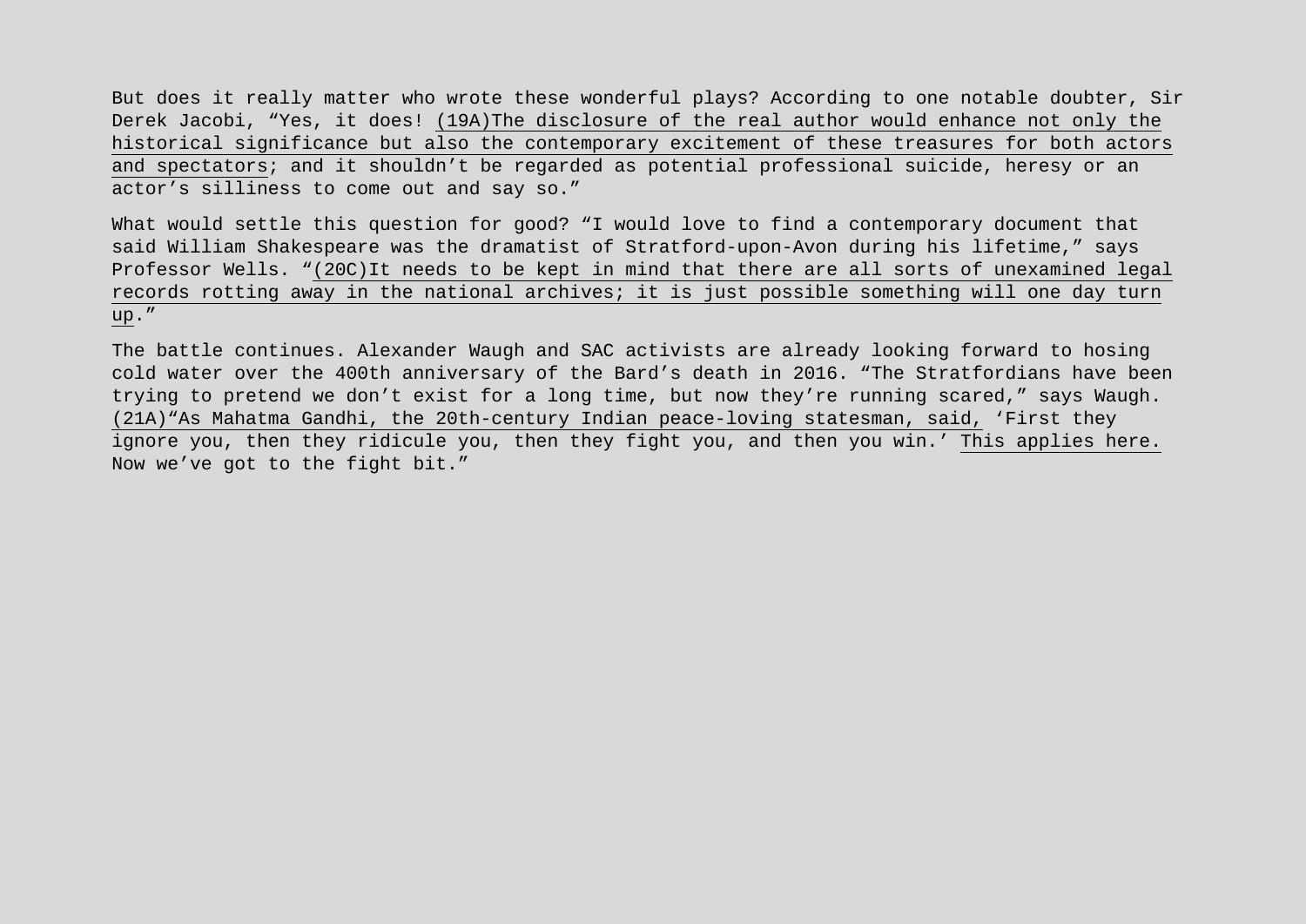But does it really matter who wrote these wonderful plays? According to one notable doubter, Sir Derek Jacobi, “Yes, it does! <u>(19A)The disclosure of the real author would enhance not only the historical significance but also the contemporary excitement of these treasures for both actors and spectators</u>; and it shouldn’t be regarded as potential professional suicide, heresy or an actor’s silliness to come out and say so.”

What would settle this question for good? “I would love to find a contemporary document that said William Shakespeare was the dramatist of Stratford-upon-Avon during his lifetime,” says Professor Wells. “<u>(20C)It needs to be kept in mind that there are all sorts of unexamined legal records rotting away in the national archives; it is just possible something will one day turn up</u>.”

The battle continues. Alexander Waugh and SAC activists are already looking forward to hosing cold water over the 400th anniversary of the Bard’s death in 2016. “The Stratfordians have been trying to pretend we don’t exist for a long time, but now they’re running scared,” says Waugh. <u>(21A)“As Mahatma Gandhi, the 20th-century Indian peace-loving statesman, said,</u> ‘First they ignore you, then they ridicule you, then they fight you, and then you win.’ <u>This applies here.</u> Now we’ve got to the fight bit.”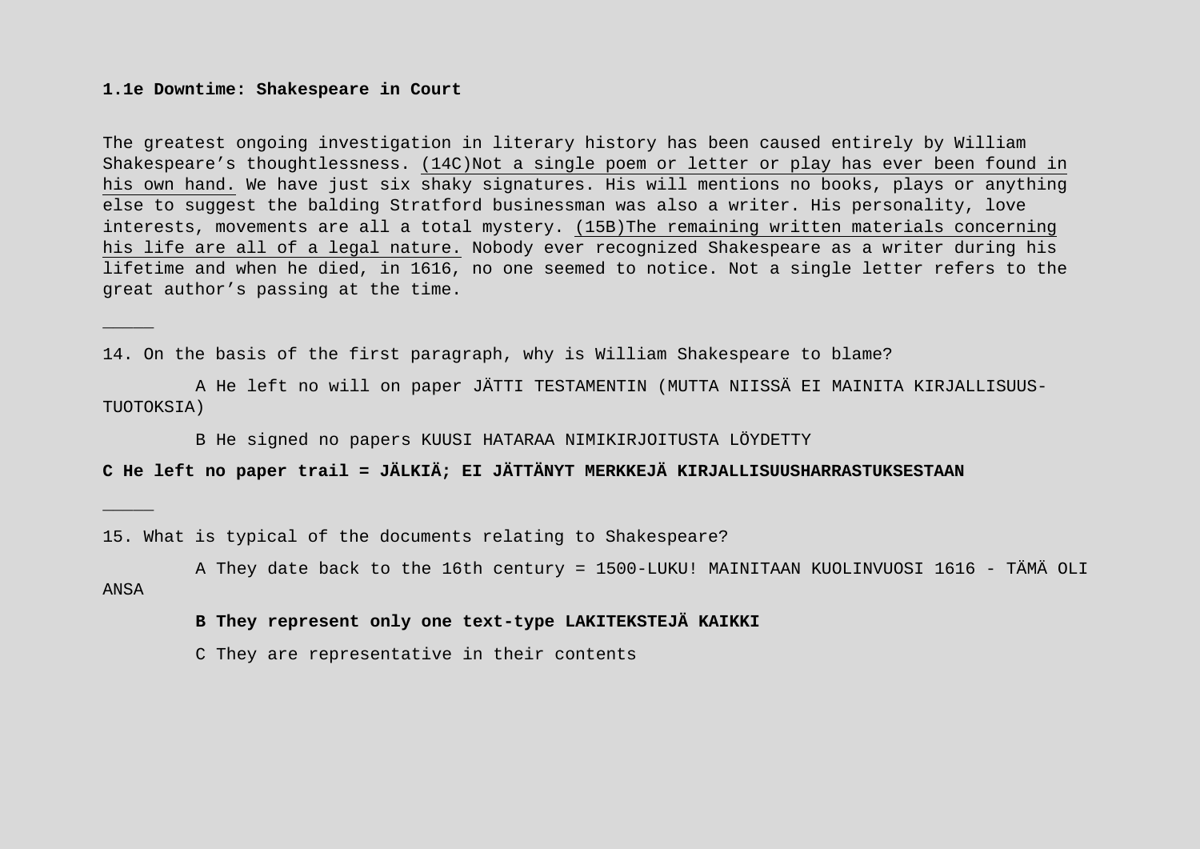**1.1e Downtime: Shakespeare in Court**

The greatest ongoing investigation in literary history has been caused entirely by William Shakespeare's thoughtlessness. <u>(14C)Not a single poem or letter or play has ever been found in his own hand.</u> We have just six shaky signatures. His will mentions no books, plays or anything else to suggest the balding Stratford businessman was also a writer. His personality, love interests, movements are all a total mystery. <u>(15B)The remaining written materials concerning his life are all of a legal nature.</u> Nobody ever recognized Shakespeare as a writer during his lifetime and when he died, in 1616, no one seemed to notice. Not a single letter refers to the great author's passing at the time.

_____

14. On the basis of the first paragraph, why is William Shakespeare to blame?

A He left no will on paper JÄTTI TESTAMENTIN (MUTTA NIISSÄ EI MAINITA KIRJALLISUUS-TUOTOKSIA)

B He signed no papers KUUSI HATARAA NIMIKIRJOITUSTA LÖYDETTY

**C He left no paper trail = JÄLKIÄ; EI JÄTTÄNYT MERKKEJÄ KIRJALLISUUSHARRASTUKSESTAAN**

_____

15. What is typical of the documents relating to Shakespeare?

A They date back to the 16th century = 1500-LUKU! MAINITAAN KUOLINVUOSI 1616 - TÄMÄ OLI ANSA

**B They represent only one text-type LAKITEKSTEJÄ KAIKKI**

C They are representative in their contents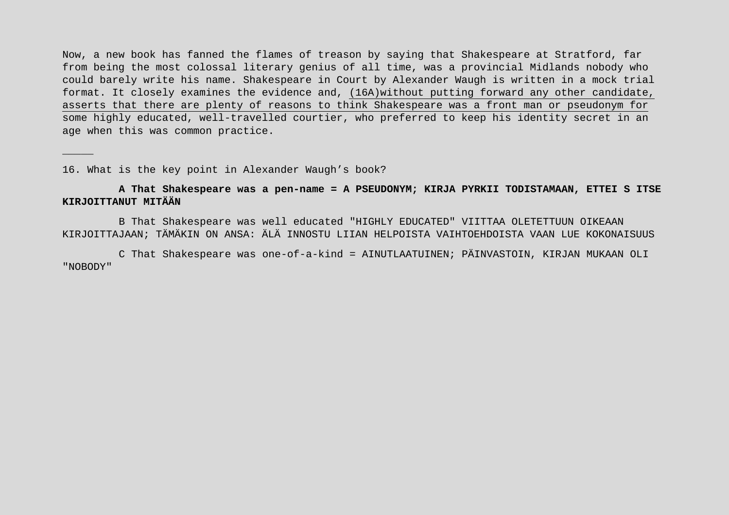Now, a new book has fanned the flames of treason by saying that Shakespeare at Stratford, far from being the most colossal literary genius of all time, was a provincial Midlands nobody who could barely write his name. Shakespeare in Court by Alexander Waugh is written in a mock trial format. It closely examines the evidence and, <u>(16A)without putting forward any other candidate, asserts that there are plenty of reasons to think Shakespeare was a front man or pseudonym for</u> some highly educated, well-travelled courtier, who preferred to keep his identity secret in an age when this was common practice.

_____

16. What is the key point in Alexander Waugh's book?

**A That Shakespeare was a pen-name = A PSEUDONYM; KIRJA PYRKII TODISTAMAAN, ETTEI S ITSE KIRJOITTANUT MITÄÄN**

B That Shakespeare was well educated "HIGHLY EDUCATED" VIITTAA OLETETTUUN OIKEAAN KIRJOITTAJAAN; TÄMÄKIN ON ANSA: ÄLÄ INNOSTU LIIAN HELPOISTA VAIHTOEHDOISTA VAAN LUE KOKONAISUUS

C That Shakespeare was one-of-a-kind = AINUTLAATUINEN; PÄINVASTOIN, KIRJAN MUKAAN OLI "NOBODY"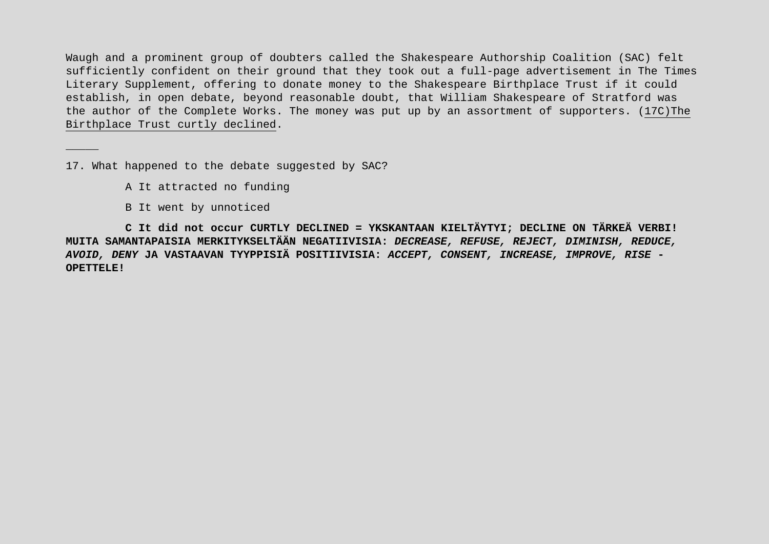Waugh and a prominent group of doubters called the Shakespeare Authorship Coalition (SAC) felt sufficiently confident on their ground that they took out a full-page advertisement in The Times Literary Supplement, offering to donate money to the Shakespeare Birthplace Trust if it could establish, in open debate, beyond reasonable doubt, that William Shakespeare of Stratford was the author of the Complete Works. The money was put up by an assortment of supporters. (<u>17C)The Birthplace Trust curtly declined</u>.

_____

17. What happened to the debate suggested by SAC?

A It attracted no funding

B It went by unnoticed

**C It did not occur CURTLY DECLINED = YKSKANTAAN KIELTÄYTYI; DECLINE ON TÄRKEÄ VERBI! MUITA SAMANTAPAISIA MERKITYKSELTÄÄN NEGATIIVISIA: *DECREASE, REFUSE, REJECT, DIMINISH, REDUCE, AVOID, DENY* JA VASTAAVAN TYYPPISIÄ POSITIIVISIA: *ACCEPT, CONSENT, INCREASE, IMPROVE, RISE* - OPETTELE!**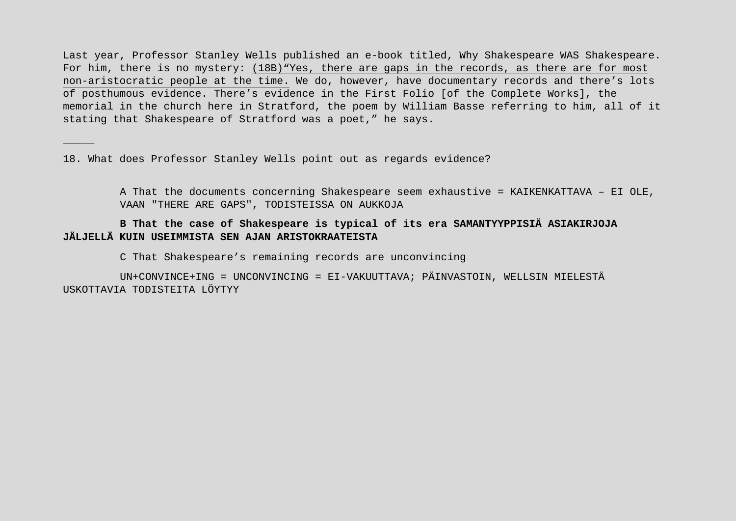Last year, Professor Stanley Wells published an e-book titled, Why Shakespeare WAS Shakespeare. For him, there is no mystery: <u>(18B)“Yes, there are gaps in the records, as there are for most non-aristocratic people at the time.</u> We do, however, have documentary records and there’s lots of posthumous evidence. There’s evidence in the First Folio [of the Complete Works], the memorial in the church here in Stratford, the poem by William Basse referring to him, all of it stating that Shakespeare of Stratford was a poet,” he says.

_____

18. What does Professor Stanley Wells point out as regards evidence?

A That the documents concerning Shakespeare seem exhaustive = KAIKENKATTAVA – EI OLE, VAAN "THERE ARE GAPS", TODISTEISSA ON AUKKOJA

**B That the case of Shakespeare is typical of its era SAMANTYYPPISIÄ ASIAKIRJOJA JÄLJELLÄ KUIN USEIMMISTA SEN AJAN ARISTOKRAATEISTA**

C That Shakespeare’s remaining records are unconvincing

UN+CONVINCE+ING = UNCONVINCING = EI-VAKUUTTAVA; PÄINVASTOIN, WELLSIN MIELESTÄ USKOTTAVIA TODISTEITA LÖYTYY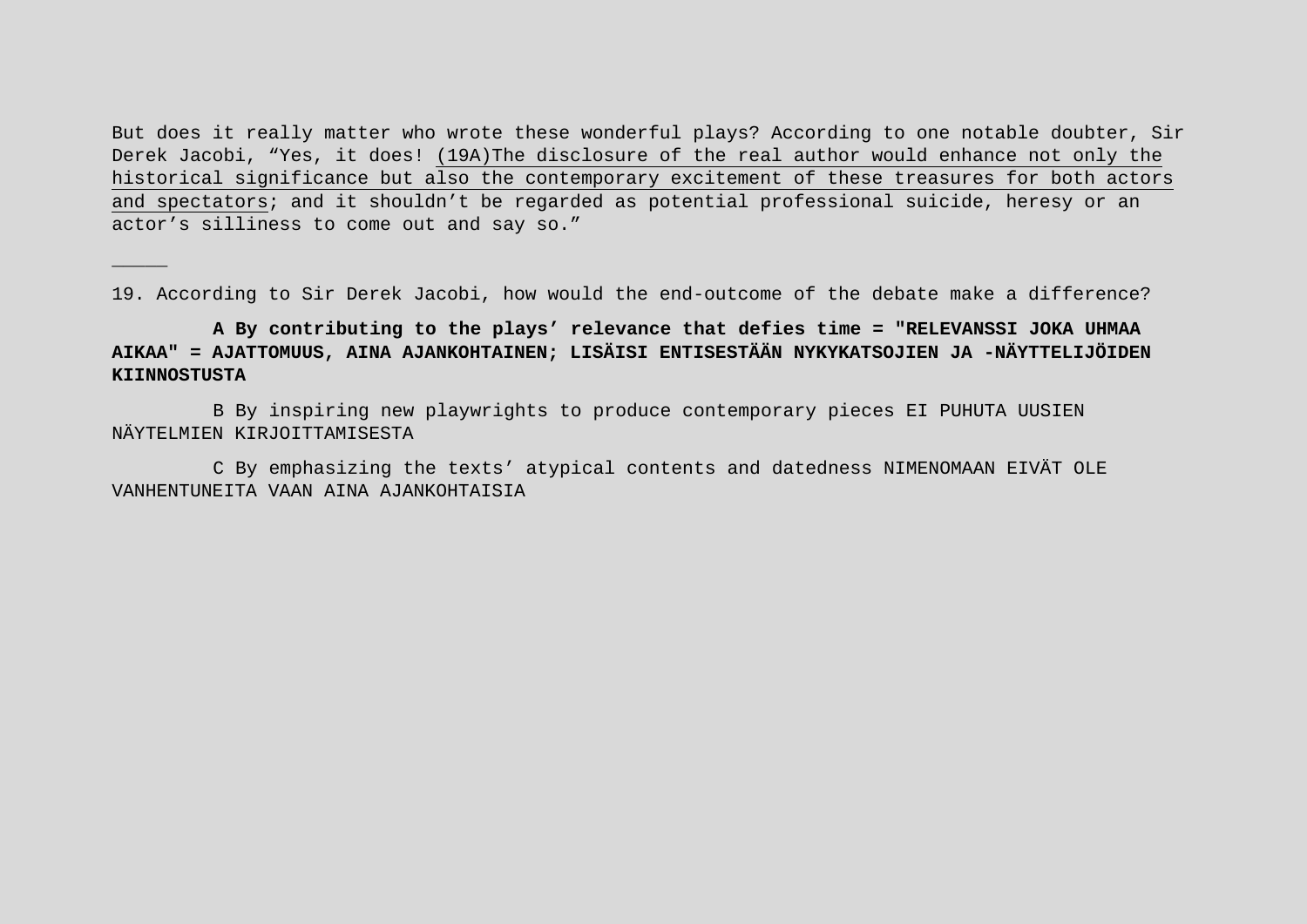But does it really matter who wrote these wonderful plays? According to one notable doubter, Sir Derek Jacobi, “Yes, it does! <u>(19A)The disclosure of the real author would enhance not only the historical significance but also the contemporary excitement of these treasures for both actors and spectators</u>; and it shouldn’t be regarded as potential professional suicide, heresy or an actor’s silliness to come out and say so.”

_____

19. According to Sir Derek Jacobi, how would the end-outcome of the debate make a difference?

**A By contributing to the plays’ relevance that defies time = "RELEVANSSI JOKA UHMAA AIKAA" = AJATTOMUUS, AINA AJANKOHTAINEN; LISÄISI ENTISESTÄÄN NYKYKATSOJIEN JA -NÄYTTELIJÖIDEN KIINNOSTUSTA**

B By inspiring new playwrights to produce contemporary pieces EI PUHUTA UUSIEN NÄYTELMIEN KIRJOITTAMISESTA

C By emphasizing the texts’ atypical contents and datedness NIMENOMAAN EIVÄT OLE VANHENTUNEITA VAAN AINA AJANKOHTAISIA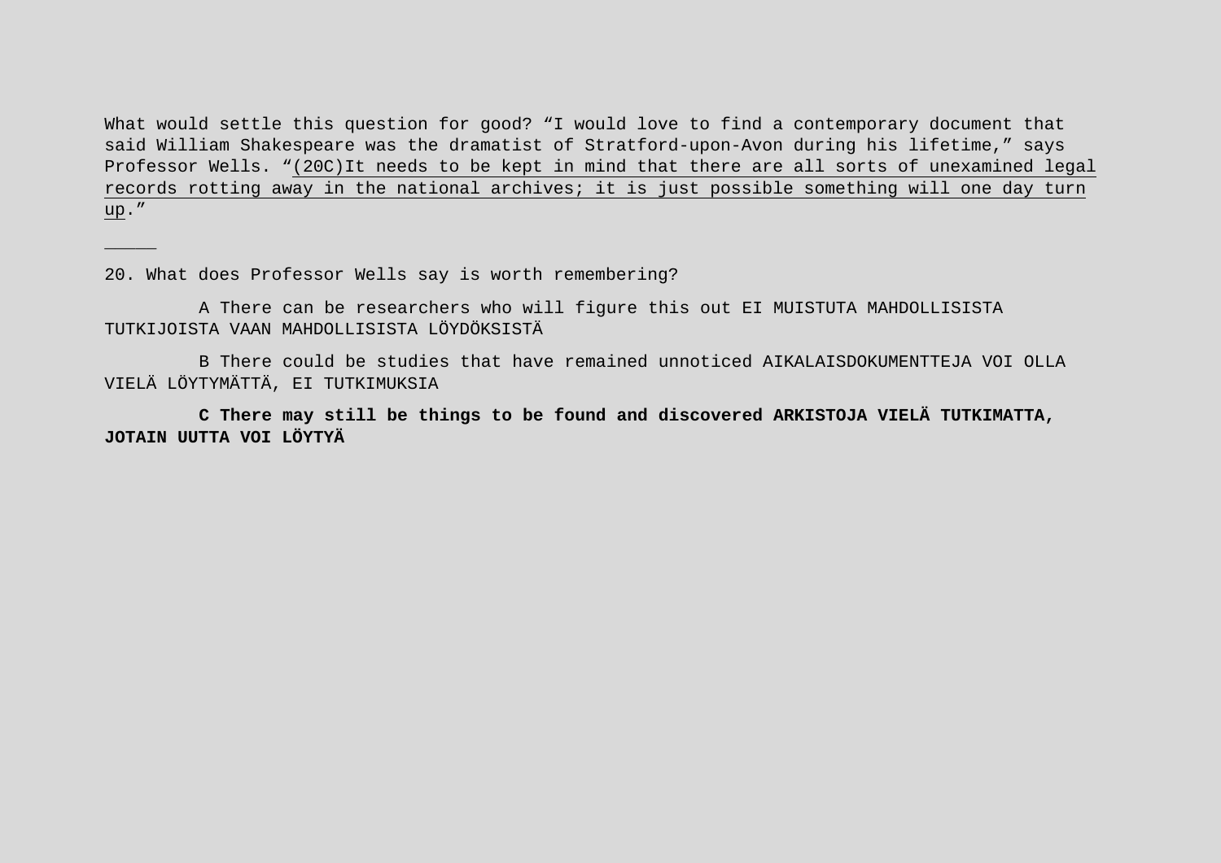What would settle this question for good? “I would love to find a contemporary document that said William Shakespeare was the dramatist of Stratford-upon-Avon during his lifetime,” says Professor Wells. “<u>(20C)It needs to be kept in mind that there are all sorts of unexamined legal records rotting away in the national archives; it is just possible something will one day turn up</u>.”

\_\_\_\_\_

20. What does Professor Wells say is worth remembering?

A There can be researchers who will figure this out EI MUISTUTA MAHDOLLISISTA TUTKIJOISTA VAAN MAHDOLLISISTA LÖYDÖKSISTÄ

B There could be studies that have remained unnoticed AIKALAISDOKUMENTTEJA VOI OLLA VIELÄ LÖYTYMÄTTÄ, EI TUTKIMUKSIA

**C There may still be things to be found and discovered ARKISTOJA VIELÄ TUTKIMATTA, JOTAIN UUTTA VOI LÖYTYÄ**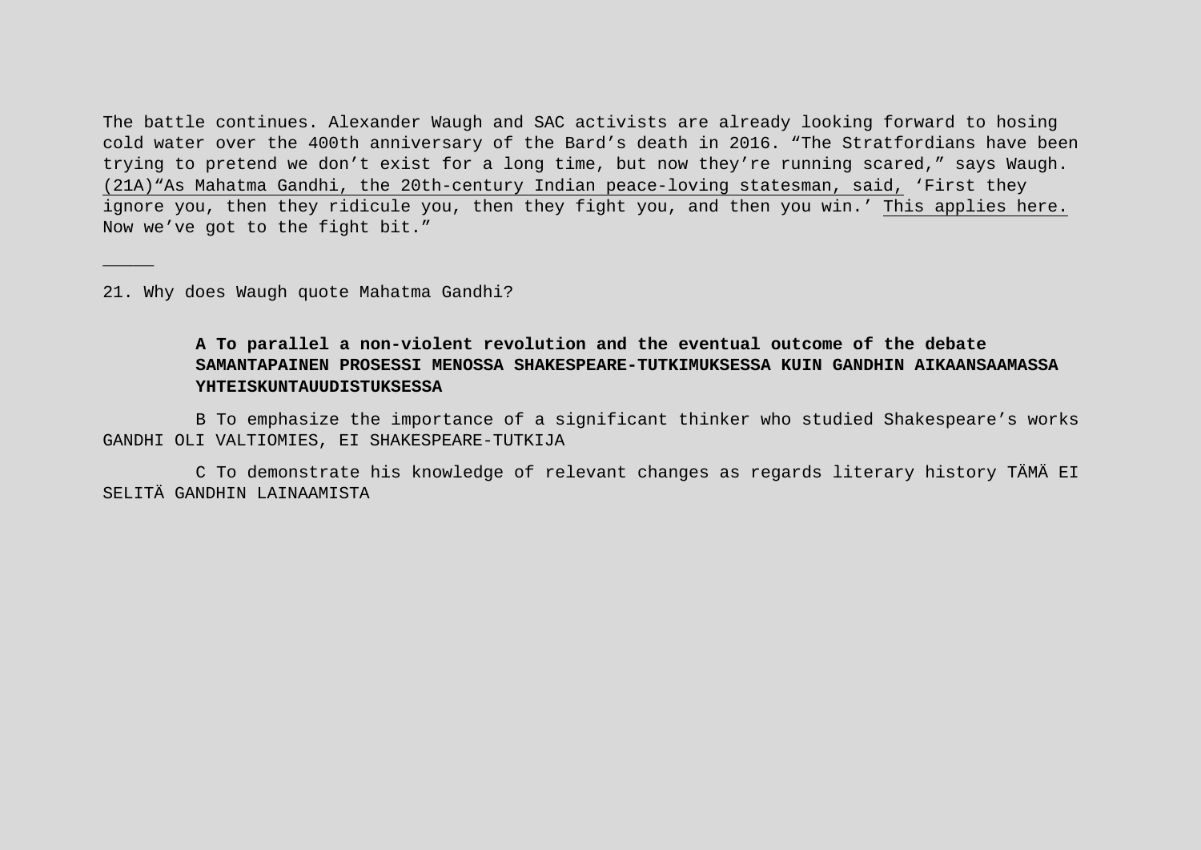The battle continues. Alexander Waugh and SAC activists are already looking forward to hosing cold water over the 400th anniversary of the Bard's death in 2016. "The Stratfordians have been trying to pretend we don't exist for a long time, but now they're running scared," says Waugh. <u>(21A)"As Mahatma Gandhi, the 20th-century Indian peace-loving statesman, said,</u> 'First they ignore you, then they ridicule you, then they fight you, and then you win.' <u>This applies here.</u> Now we've got to the fight bit."

_____

21. Why does Waugh quote Mahatma Gandhi?

**A To parallel a non-violent revolution and the eventual outcome of the debate SAMANTAPAINEN PROSESSI MENOSSA SHAKESPEARE-TUTKIMUKSESSA KUIN GANDHIN AIKAANSAAMASSA YHTEISKUNTAUUDISTUKSESSA**

B To emphasize the importance of a significant thinker who studied Shakespeare's works GANDHI OLI VALTIOMIES, EI SHAKESPEARE-TUTKIJA

C To demonstrate his knowledge of relevant changes as regards literary history TÄMÄ EI SELITÄ GANDHIN LAINAAMISTA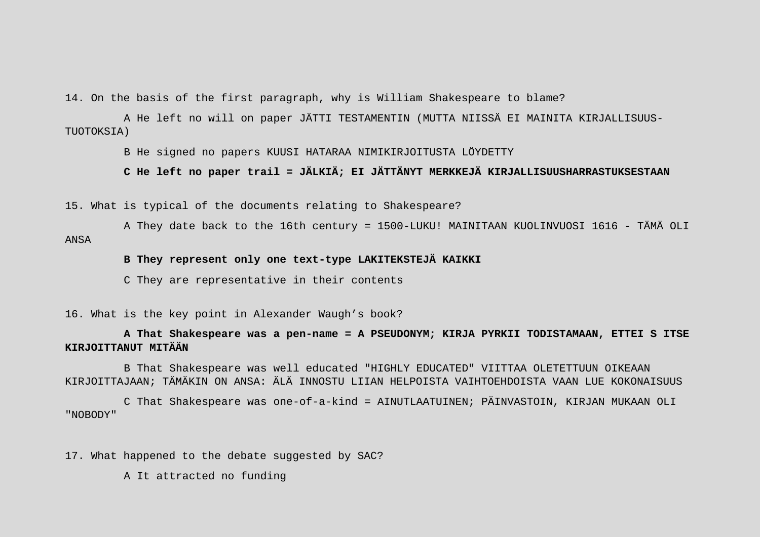14. On the basis of the first paragraph, why is William Shakespeare to blame?

A He left no will on paper JÄTTI TESTAMENTIN (MUTTA NIISSÄ EI MAINITA KIRJALLISUUS-TUOTOKSIA)

B He signed no papers KUUSI HATARAA NIMIKIRJOITUSTA LÖYDETTY

**C He left no paper trail = JÄLKIÄ; EI JÄTTÄNYT MERKKEJÄ KIRJALLISUUSHARRASTUKSESTAAN**

15. What is typical of the documents relating to Shakespeare?

A They date back to the 16th century = 1500-LUKU! MAINITAAN KUOLINVUOSI 1616 - TÄMÄ OLI ANSA

**B They represent only one text-type LAKITEKSTEJÄ KAIKKI**

C They are representative in their contents

16. What is the key point in Alexander Waugh's book?

**A That Shakespeare was a pen-name = A PSEUDONYM; KIRJA PYRKII TODISTAMAAN, ETTEI S ITSE KIRJOITTANUT MITÄÄN**

B That Shakespeare was well educated "HIGHLY EDUCATED" VIITTAA OLETETTUUN OIKEAAN KIRJOITTAJAAN; TÄMÄKIN ON ANSA: ÄLÄ INNOSTU LIIAN HELPOISTA VAIHTOEHDOISTA VAAN LUE KOKONAISUUS

C That Shakespeare was one-of-a-kind = AINUTLAATUINEN; PÄINVASTOIN, KIRJAN MUKAAN OLI "NOBODY"

17. What happened to the debate suggested by SAC?

A It attracted no funding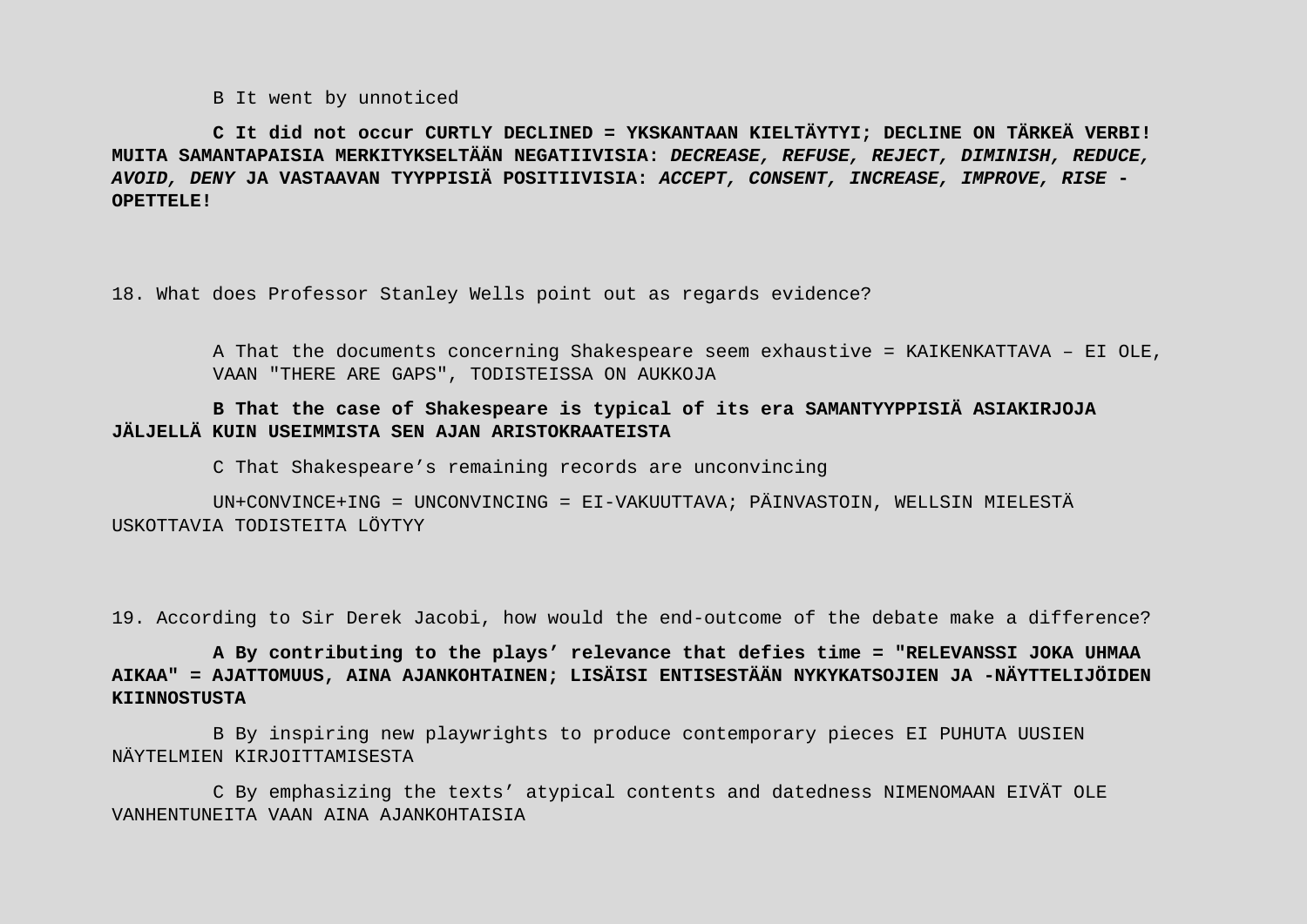B It went by unnoticed

**C It did not occur CURTLY DECLINED = YKSKANTAAN KIELTÄYTYI; DECLINE ON TÄRKEÄ VERBI! MUITA SAMANTAPAISIA MERKITYKSELTÄÄN NEGATIIVISIA: *DECREASE, REFUSE, REJECT, DIMINISH, REDUCE, AVOID, DENY* JA VASTAAVAN TYYPPISIÄ POSITIIVISIA: *ACCEPT, CONSENT, INCREASE, IMPROVE, RISE* - OPETTELE!**

18. What does Professor Stanley Wells point out as regards evidence?

A That the documents concerning Shakespeare seem exhaustive = KAIKENKATTAVA – EI OLE, VAAN "THERE ARE GAPS", TODISTEISSA ON AUKKOJA

**B That the case of Shakespeare is typical of its era SAMANTYYPPISIÄ ASIAKIRJOJA JÄLJELLÄ KUIN USEIMMISTA SEN AJAN ARISTOKRAATEISTA**

C That Shakespeare's remaining records are unconvincing

UN+CONVINCE+ING = UNCONVINCING = EI-VAKUUTTAVA; PÄINVASTOIN, WELLSIN MIELESTÄ USKOTTAVIA TODISTEITA LÖYTYY

19. According to Sir Derek Jacobi, how would the end-outcome of the debate make a difference?

**A By contributing to the plays' relevance that defies time = "RELEVANSSI JOKA UHMAA AIKAA" = AJATTOMUUS, AINA AJANKOHTAINEN; LISÄISI ENTISESTÄÄN NYKYKATSOJIEN JA -NÄYTTELIJÖIDEN KIINNOSTUSTA**

B By inspiring new playwrights to produce contemporary pieces EI PUHUTA UUSIEN NÄYTELMIEN KIRJOITTAMISESTA

C By emphasizing the texts' atypical contents and datedness NIMENOMAAN EIVÄT OLE VANHENTUNEITA VAAN AINA AJANKOHTAISIA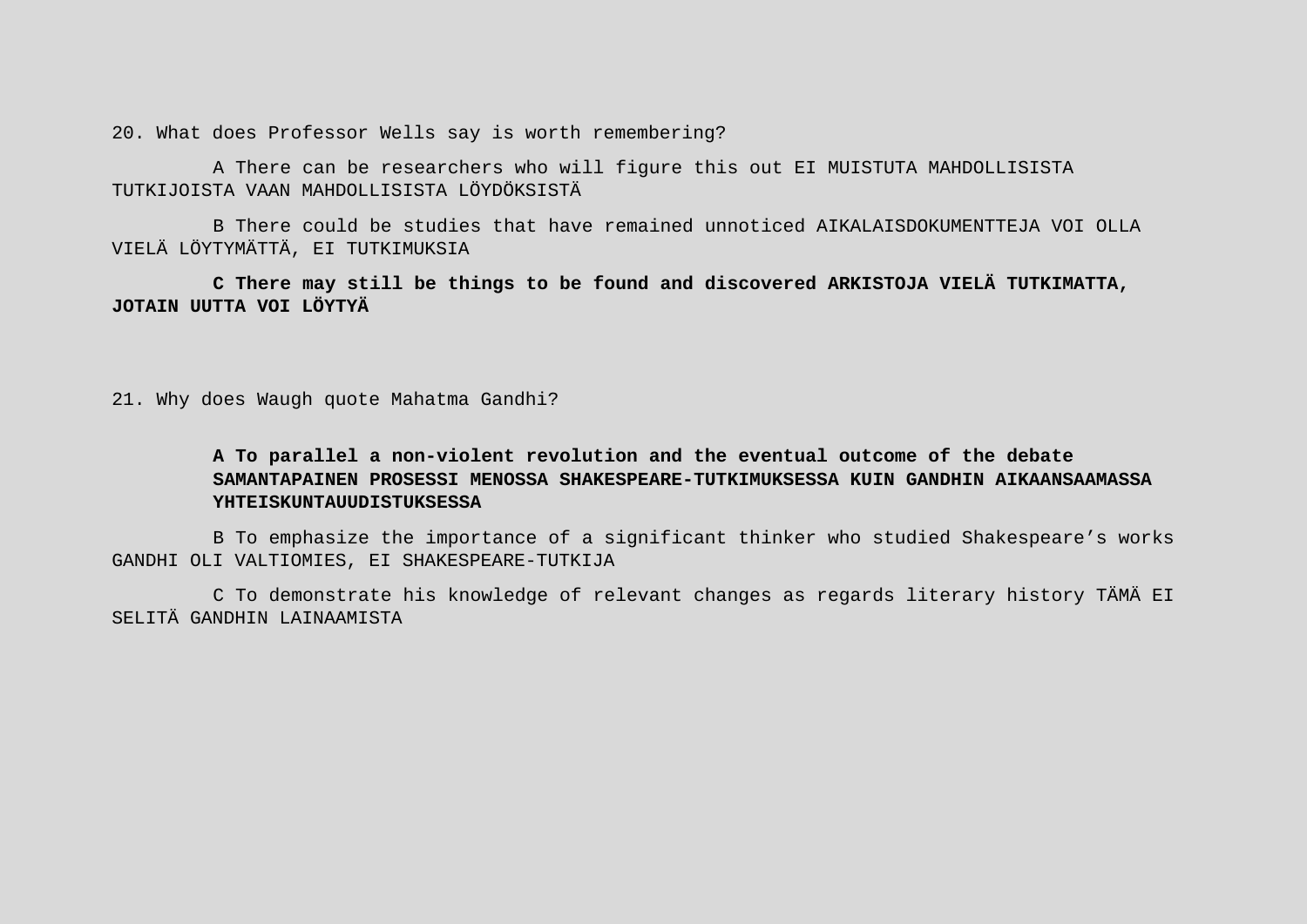20. What does Professor Wells say is worth remembering?

A There can be researchers who will figure this out EI MUISTUTA MAHDOLLISISTA TUTKIJOISTA VAAN MAHDOLLISISTA LÖYDÖKSISTÄ

B There could be studies that have remained unnoticed AIKALAISDOKUMENTTEJA VOI OLLA VIELÄ LÖYTYMÄTTÄ, EI TUTKIMUKSIA

**C There may still be things to be found and discovered ARKISTOJA VIELÄ TUTKIMATTA, JOTAIN UUTTA VOI LÖYTYÄ**

21. Why does Waugh quote Mahatma Gandhi?

**A To parallel a non-violent revolution and the eventual outcome of the debate SAMANTAPAINEN PROSESSI MENOSSA SHAKESPEARE-TUTKIMUKSESSA KUIN GANDHIN AIKAANSAAMASSA YHTEISKUNTAUUDISTUKSESSA**

B To emphasize the importance of a significant thinker who studied Shakespeare’s works GANDHI OLI VALTIOMIES, EI SHAKESPEARE-TUTKIJA

C To demonstrate his knowledge of relevant changes as regards literary history TÄMÄ EI SELITÄ GANDHIN LAINAAMISTA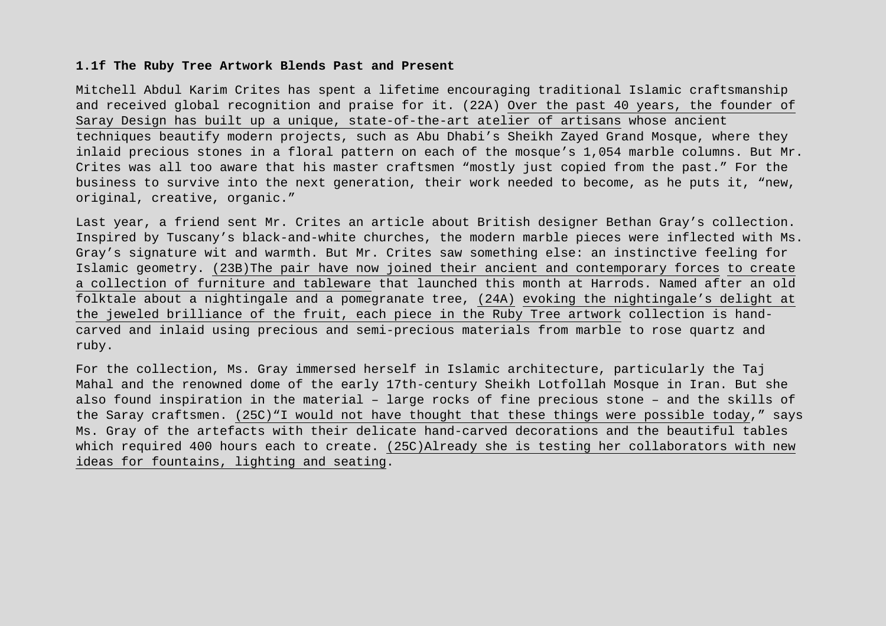**1.1f The Ruby Tree Artwork Blends Past and Present**

Mitchell Abdul Karim Crites has spent a lifetime encouraging traditional Islamic craftsmanship and received global recognition and praise for it. (22A) Over the past 40 years, the founder of Saray Design has built up a unique, state-of-the-art atelier of artisans whose ancient techniques beautify modern projects, such as Abu Dhabi's Sheikh Zayed Grand Mosque, where they inlaid precious stones in a floral pattern on each of the mosque's 1,054 marble columns. But Mr. Crites was all too aware that his master craftsmen "mostly just copied from the past." For the business to survive into the next generation, their work needed to become, as he puts it, "new, original, creative, organic."

Last year, a friend sent Mr. Crites an article about British designer Bethan Gray's collection. Inspired by Tuscany's black-and-white churches, the modern marble pieces were inflected with Ms. Gray's signature wit and warmth. But Mr. Crites saw something else: an instinctive feeling for Islamic geometry. (23B)The pair have now joined their ancient and contemporary forces to create a collection of furniture and tableware that launched this month at Harrods. Named after an old folktale about a nightingale and a pomegranate tree, (24A) evoking the nightingale's delight at the jeweled brilliance of the fruit, each piece in the Ruby Tree artwork collection is hand-carved and inlaid using precious and semi-precious materials from marble to rose quartz and ruby.

For the collection, Ms. Gray immersed herself in Islamic architecture, particularly the Taj Mahal and the renowned dome of the early 17th-century Sheikh Lotfollah Mosque in Iran. But she also found inspiration in the material – large rocks of fine precious stone – and the skills of the Saray craftsmen. (25C)"I would not have thought that these things were possible today," says Ms. Gray of the artefacts with their delicate hand-carved decorations and the beautiful tables which required 400 hours each to create. (25C)Already she is testing her collaborators with new ideas for fountains, lighting and seating.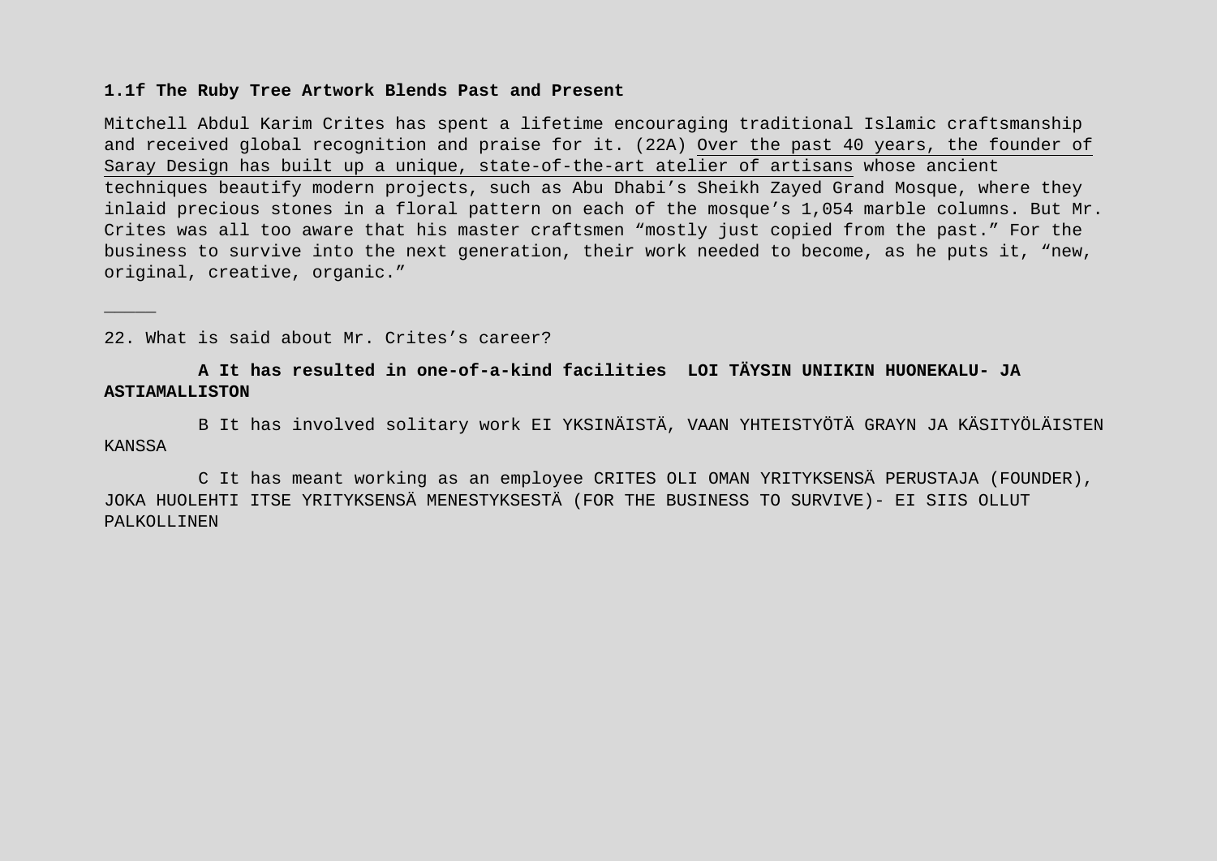**1.1f The Ruby Tree Artwork Blends Past and Present**

Mitchell Abdul Karim Crites has spent a lifetime encouraging traditional Islamic craftsmanship and received global recognition and praise for it. (22A) <u>Over the past 40 years, the founder of Saray Design has built up a unique, state-of-the-art atelier of artisans</u> whose ancient techniques beautify modern projects, such as Abu Dhabi’s Sheikh Zayed Grand Mosque, where they inlaid precious stones in a floral pattern on each of the mosque’s 1,054 marble columns. But Mr. Crites was all too aware that his master craftsmen “mostly just copied from the past.” For the business to survive into the next generation, their work needed to become, as he puts it, “new, original, creative, organic.”

_____

22. What is said about Mr. Crites’s career?

**A It has resulted in one-of-a-kind facilities LOI TÄYSIN UNIIKIN HUONEKALU- JA ASTIAMALLISTON**

B It has involved solitary work EI YKSINÄISTÄ, VAAN YHTEISTYÖTÄ GRAYN JA KÄSITYÖLÄISTEN KANSSA

C It has meant working as an employee CRITES OLI OMAN YRITYKSENSÄ PERUSTAJA (FOUNDER), JOKA HUOLEHTI ITSE YRITYKSENSÄ MENESTYKSESTÄ (FOR THE BUSINESS TO SURVIVE)- EI SIIS OLLUT PALKOLLINEN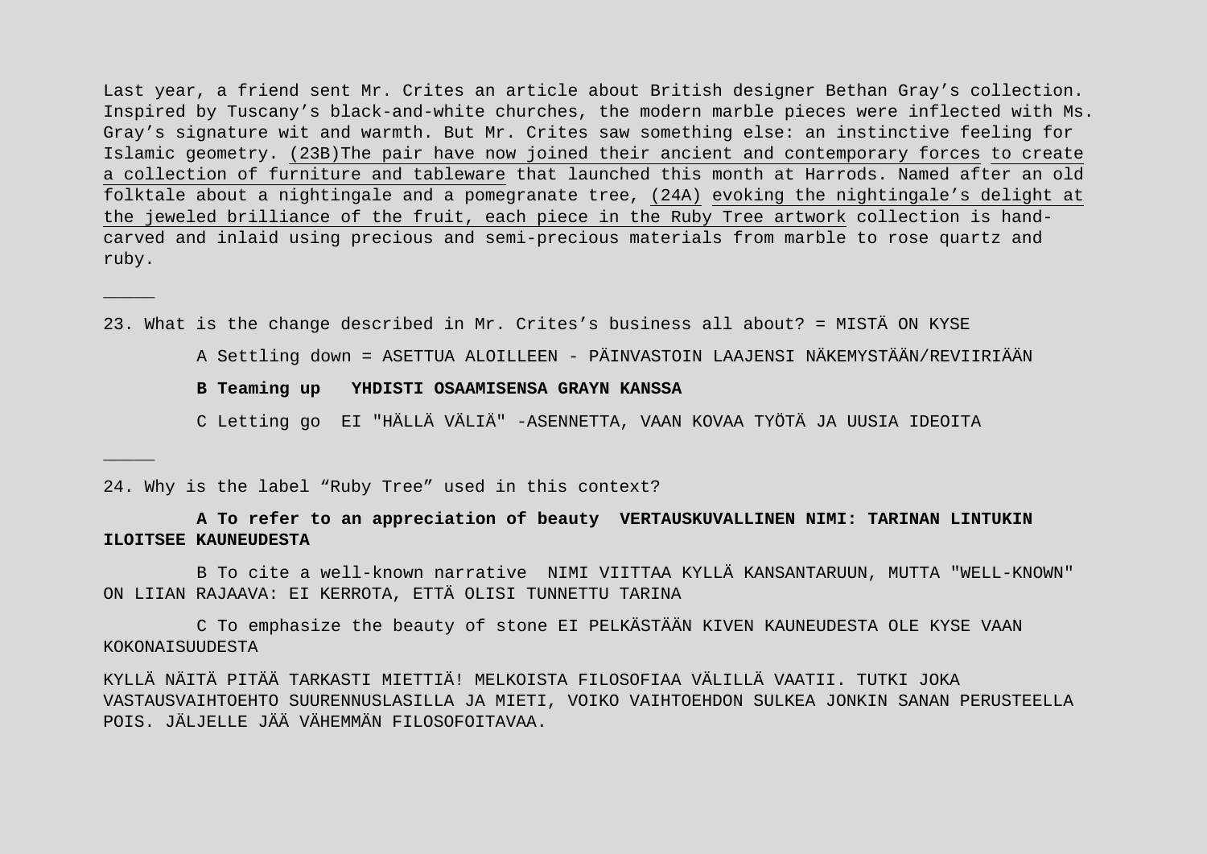Last year, a friend sent Mr. Crites an article about British designer Bethan Gray's collection. Inspired by Tuscany's black-and-white churches, the modern marble pieces were inflected with Ms. Gray's signature wit and warmth. But Mr. Crites saw something else: an instinctive feeling for Islamic geometry. (23B)The pair have now joined their ancient and contemporary forces to create a collection of furniture and tableware that launched this month at Harrods. Named after an old folktale about a nightingale and a pomegranate tree, (24A) evoking the nightingale's delight at the jeweled brilliance of the fruit, each piece in the Ruby Tree artwork collection is hand-carved and inlaid using precious and semi-precious materials from marble to rose quartz and ruby.

_____

23. What is the change described in Mr. Crites's business all about? = MISTÄ ON KYSE

A Settling down = ASETTUA ALOILLEEN - PÄINVASTOIN LAAJENSI NÄKEMYSTÄÄN/REVIIRIÄÄN

**B Teaming up   YHDISTI OSAAMISENSA GRAYN KANSSA**

C Letting go  EI "HÄLLÄ VÄLIÄ" -ASENNETTA, VAAN KOVAA TYÖTÄ JA UUSIA IDEOITA

_____

24. Why is the label "Ruby Tree" used in this context?

**A To refer to an appreciation of beauty  VERTAUSKUVALLINEN NIMI: TARINAN LINTUKIN ILOITSEE KAUNEUDESTA**

B To cite a well-known narrative  NIMI VIITTAA KYLLÄ KANSANTARUUN, MUTTA "WELL-KNOWN" ON LIIAN RAJAAVA: EI KERROTA, ETTÄ OLISI TUNNETTU TARINA

C To emphasize the beauty of stone EI PELKÄSTÄÄN KIVEN KAUNEUDESTA OLE KYSE VAAN KOKONAISUUDESTA

KYLLÄ NÄITÄ PITÄÄ TARKASTI MIETTIÄ! MELKOISTA FILOSOFIAA VÄLILLÄ VAATII. TUTKI JOKA VASTAUSVAIHTOEHTO SUURENNUSLASILLA JA MIETI, VOIKO VAIHTOEHDON SULKEA JONKIN SANAN PERUSTEELLA POIS. JÄLJELLE JÄÄ VÄHEMMÄN FILOSOFOITAVAA.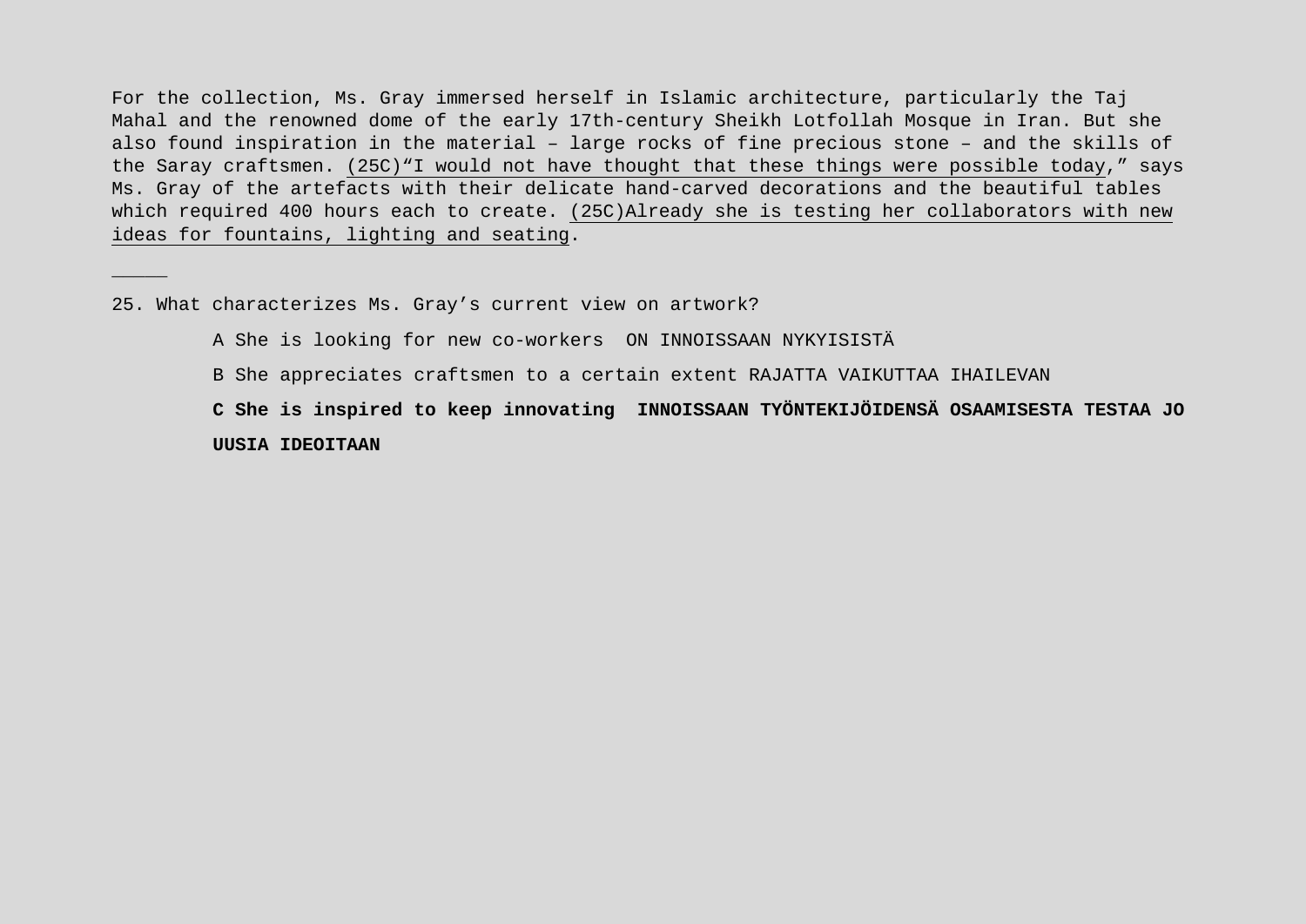For the collection, Ms. Gray immersed herself in Islamic architecture, particularly the Taj Mahal and the renowned dome of the early 17th-century Sheikh Lotfollah Mosque in Iran. But she also found inspiration in the material – large rocks of fine precious stone – and the skills of the Saray craftsmen. <u>(25C)“I would not have thought that these things were possible today</u>,” says Ms. Gray of the artefacts with their delicate hand-carved decorations and the beautiful tables which required 400 hours each to create. <u>(25C)Already she is testing her collaborators with new ideas for fountains, lighting and seating</u>.

_____

25. What characterizes Ms. Gray’s current view on artwork?

A She is looking for new co-workers  ON INNOISSAAN NYKYISISTÄ

B She appreciates craftsmen to a certain extent RAJATTA VAIKUTTAA IHAILEVAN

**C She is inspired to keep innovating  INNOISSAAN TYÖNTEKIJÖIDENSÄ OSAAMISESTA TESTAA JO UUSIA IDEOITAAN**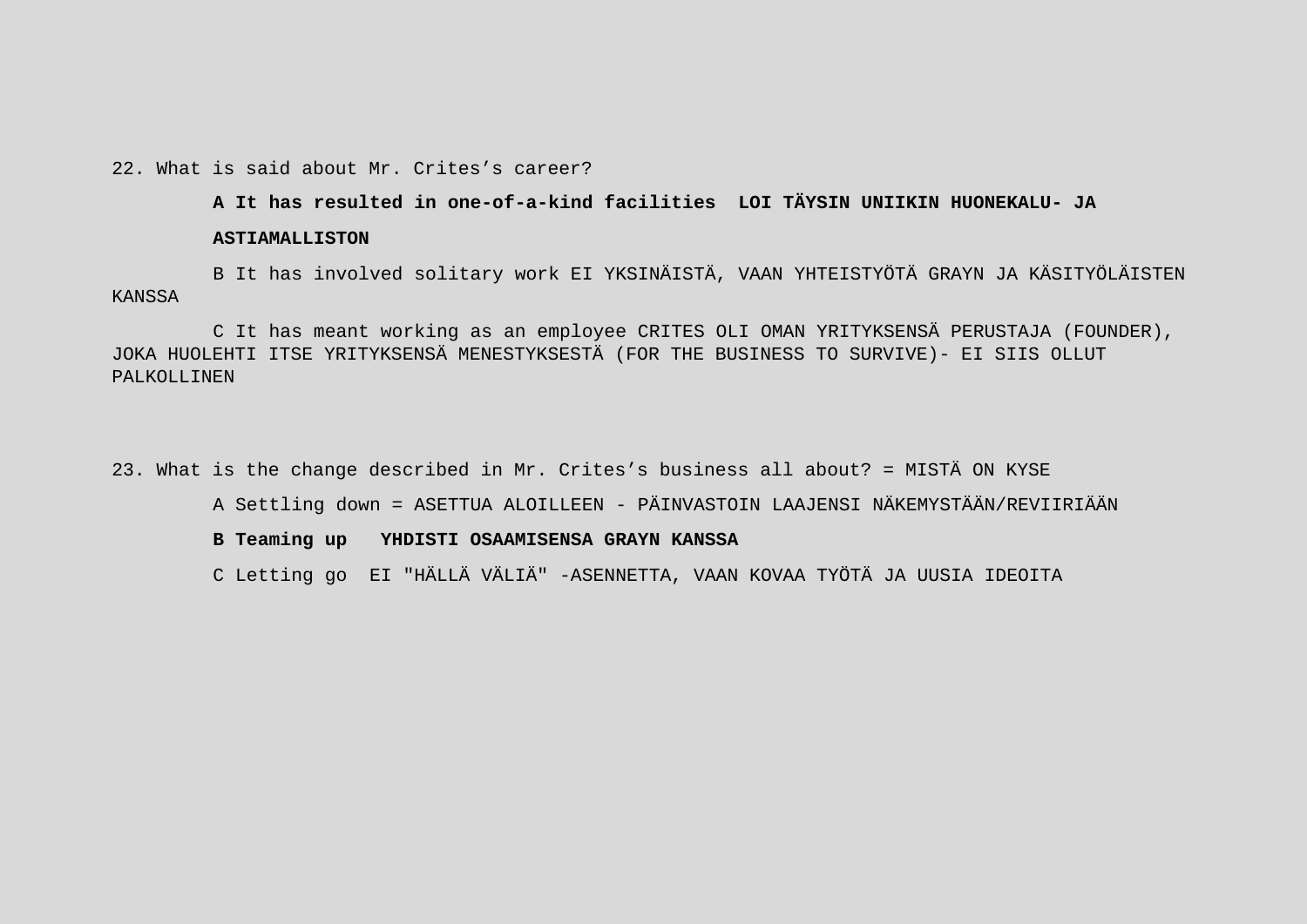22. What is said about Mr. Crites's career?

**A It has resulted in one-of-a-kind facilities  LOI TÄYSIN UNIIKIN HUONEKALU- JA ASTIAMALLISTON**

B It has involved solitary work EI YKSINÄISTÄ, VAAN YHTEISTYÖTÄ GRAYN JA KÄSITYÖLÄISTEN KANSSA

C It has meant working as an employee CRITES OLI OMAN YRITYKSENSÄ PERUSTAJA (FOUNDER), JOKA HUOLEHTI ITSE YRITYKSENSÄ MENESTYKSESTÄ (FOR THE BUSINESS TO SURVIVE)- EI SIIS OLLUT PALKOLLINEN

23. What is the change described in Mr. Crites's business all about? = MISTÄ ON KYSE

A Settling down = ASETTUA ALOILLEEN - PÄINVASTOIN LAAJENSI NÄKEMYSTÄÄN/REVIIRIÄÄN

**B Teaming up   YHDISTI OSAAMISENSA GRAYN KANSSA**

C Letting go  EI "HÄLLÄ VÄLIÄ" -ASENNETTA, VAAN KOVAA TYÖTÄ JA UUSIA IDEOITA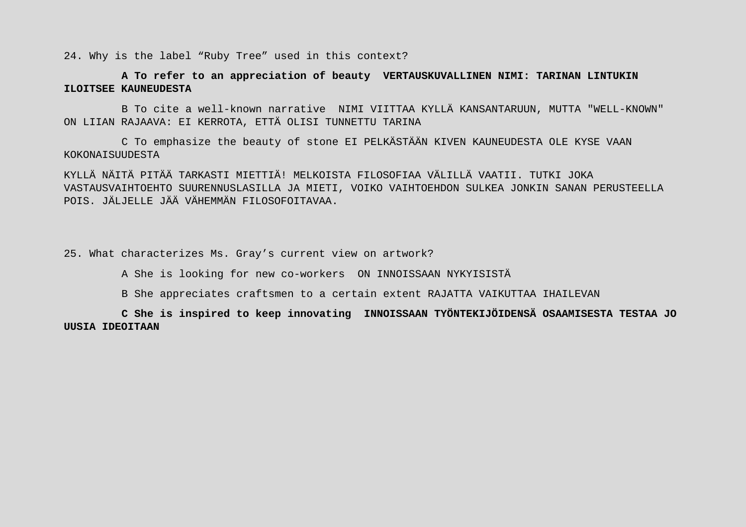24. Why is the label “Ruby Tree” used in this context?

**A To refer to an appreciation of beauty  VERTAUSKUVALLINEN NIMI: TARINAN LINTUKIN ILOITSEE KAUNEUDESTA**

B To cite a well-known narrative  NIMI VIITTAA KYLLÄ KANSANTARUUN, MUTTA "WELL-KNOWN" ON LIIAN RAJAAVA: EI KERROTA, ETTÄ OLISI TUNNETTU TARINA

C To emphasize the beauty of stone EI PELKÄSTÄÄN KIVEN KAUNEUDESTA OLE KYSE VAAN KOKONAISUUDESTA

KYLLÄ NÄITÄ PITÄÄ TARKASTI MIETTIÄ! MELKOISTA FILOSOFIAA VÄLILLÄ VAATII. TUTKI JOKA VASTAUSVAIHTOEHTO SUURENNUSLASILLA JA MIETI, VOIKO VAIHTOEHDON SULKEA JONKIN SANAN PERUSTEELLA POIS. JÄLJELLE JÄÄ VÄHEMMÄN FILOSOFOITAVAA.

25. What characterizes Ms. Gray’s current view on artwork?

A She is looking for new co-workers  ON INNOISSAAN NYKYISISTÄ

B She appreciates craftsmen to a certain extent RAJATTA VAIKUTTAA IHAILEVAN

**C She is inspired to keep innovating  INNOISSAAN TYÖNTEKIJÖIDENSÄ OSAAMISESTA TESTAA JO UUSIA IDEOITAAN**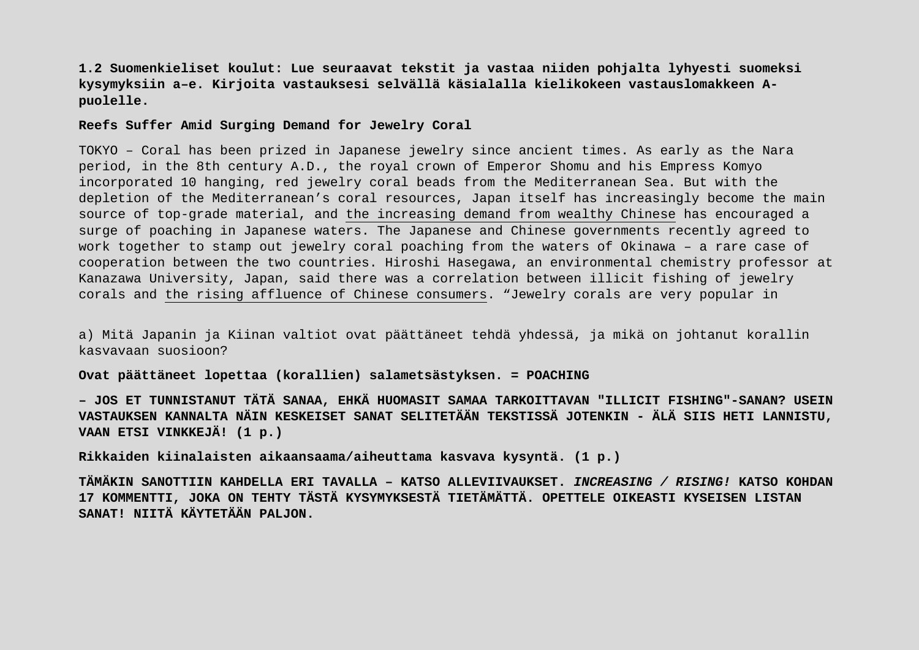**1.2 Suomenkieliset koulut: Lue seuraavat tekstit ja vastaa niiden pohjalta lyhyesti suomeksi kysymyksiin a–e. Kirjoita vastauksesi selvällä käsialalla kielikokeen vastauslomakkeen A-puolelle.**

**Reefs Suffer Amid Surging Demand for Jewelry Coral**

TOKYO – Coral has been prized in Japanese jewelry since ancient times. As early as the Nara period, in the 8th century A.D., the royal crown of Emperor Shomu and his Empress Komyo incorporated 10 hanging, red jewelry coral beads from the Mediterranean Sea. But with the depletion of the Mediterranean's coral resources, Japan itself has increasingly become the main source of top-grade material, and <u>the increasing demand from wealthy Chinese</u> has encouraged a surge of poaching in Japanese waters. The Japanese and Chinese governments recently agreed to work together to stamp out jewelry coral poaching from the waters of Okinawa – a rare case of cooperation between the two countries. Hiroshi Hasegawa, an environmental chemistry professor at Kanazawa University, Japan, said there was a correlation between illicit fishing of jewelry corals and <u>the rising affluence of Chinese consumers</u>. "Jewelry corals are very popular in

a) Mitä Japanin ja Kiinan valtiot ovat päättäneet tehdä yhdessä, ja mikä on johtanut korallin kasvavaan suosioon?

**Ovat päättäneet lopettaa (korallien) salametsästyksen. = POACHING**

**– JOS ET TUNNISTANUT TÄTÄ SANAA, EHKÄ HUOMASIT SAMAA TARKOITTAVAN "ILLICIT FISHING"-SANAN? USEIN VASTAUKSEN KANNALTA NÄIN KESKEISET SANAT SELITETÄÄN TEKSTISSÄ JOTENKIN - ÄLÄ SIIS HETI LANNISTU, VAAN ETSI VINKKEJÄ! (1 p.)**

**Rikkaiden kiinalaisten aikaansaama/aiheuttama kasvava kysyntä. (1 p.)**

**TÄMÄKIN SANOTTIIN KAHDELLA ERI TAVALLA – KATSO ALLEVIIVAUKSET. *INCREASING / RISING!* KATSO KOHDAN 17 KOMMENTTI, JOKA ON TEHTY TÄSTÄ KYSYMYKSESTÄ TIETÄMÄTTÄ. OPETTELE OIKEASTI KYSEISEN LISTAN SANAT! NIITÄ KÄYTETÄÄN PALJON.**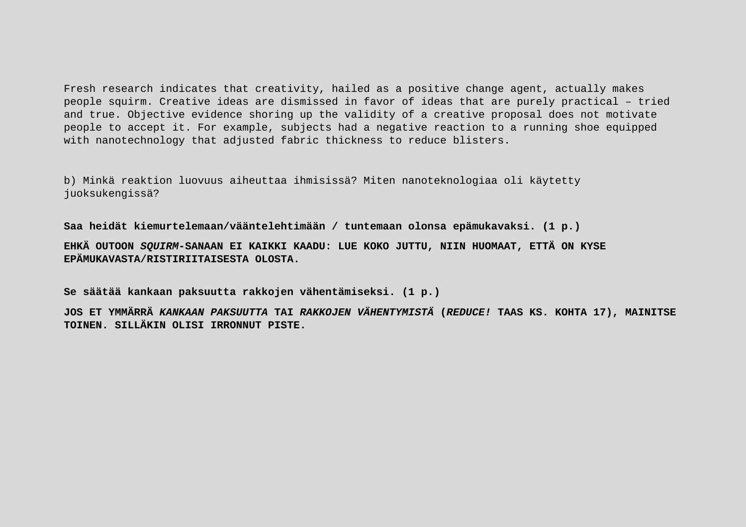Fresh research indicates that creativity, hailed as a positive change agent, actually makes people squirm. Creative ideas are dismissed in favor of ideas that are purely practical – tried and true. Objective evidence shoring up the validity of a creative proposal does not motivate people to accept it. For example, subjects had a negative reaction to a running shoe equipped with nanotechnology that adjusted fabric thickness to reduce blisters.

b) Minkä reaktion luovuus aiheuttaa ihmisissä? Miten nanoteknologiaa oli käytetty juoksukengissä?

**Saa heidät kiemurtelemaan/vääntelehtimään / tuntemaan olonsa epämukavaksi. (1 p.)**

**EHKÄ OUTOON *SQUIRM*-SANAAN EI KAIKKI KAADU: LUE KOKO JUTTU, NIIN HUOMAAT, ETTÄ ON KYSE EPÄMUKAVASTA/RISTIRIITAISESTA OLOSTA.**

**Se säätää kankaan paksuutta rakkojen vähentämiseksi. (1 p.)**

**JOS ET YMMÄRRÄ *KANKAAN PAKSUUTTA* TAI *RAKKOJEN VÄHENTYMISTÄ* (*REDUCE!* TAAS KS. KOHTA 17), MAINITSE TOINEN. SILLÄKIN OLISI IRRONNUT PISTE.**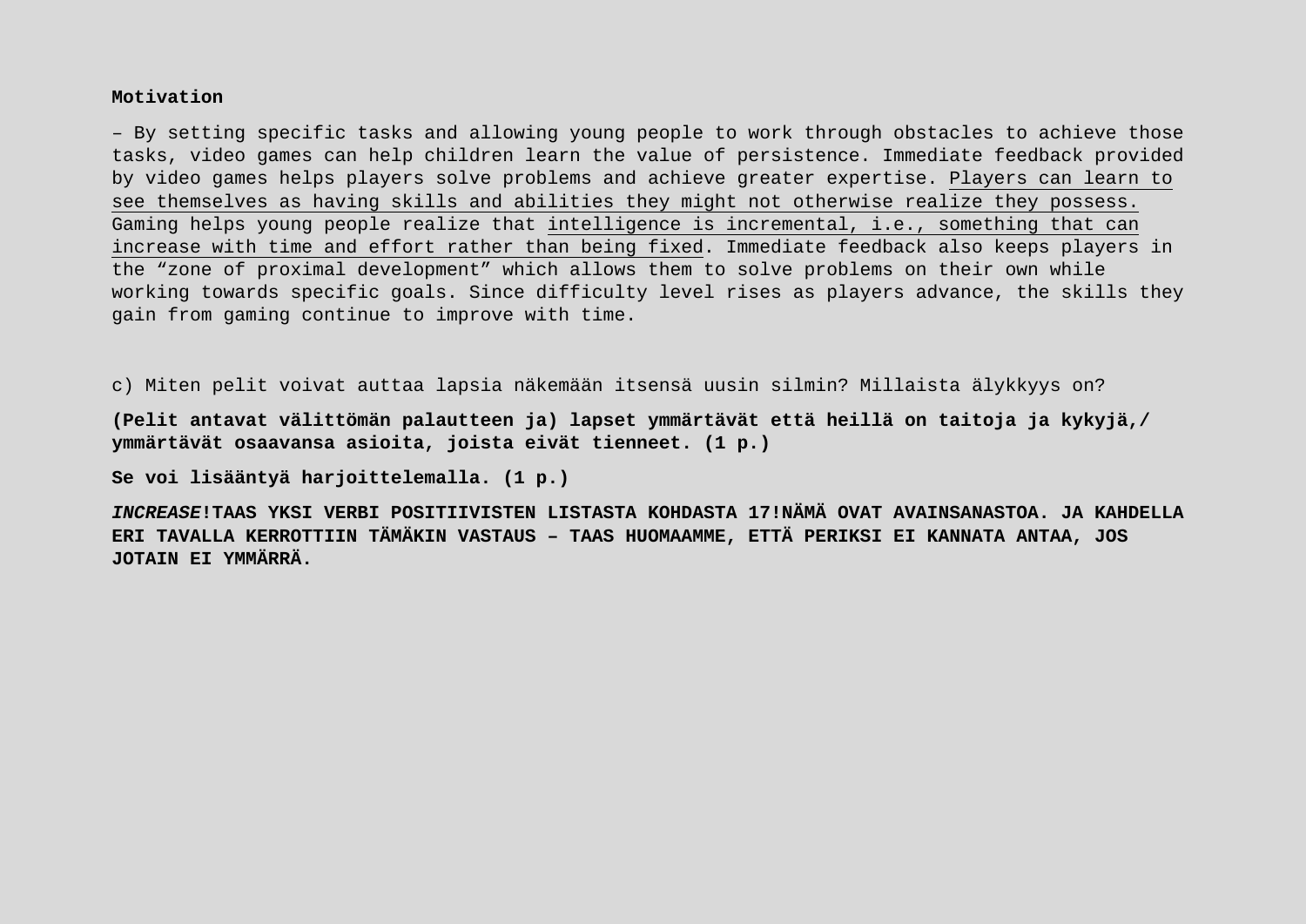**Motivation**

– By setting specific tasks and allowing young people to work through obstacles to achieve those tasks, video games can help children learn the value of persistence. Immediate feedback provided by video games helps players solve problems and achieve greater expertise. <u>Players can learn to see themselves as having skills and abilities they might not otherwise realize they possess.</u> Gaming helps young people realize that <u>intelligence is incremental, i.e., something that can increase with time and effort rather than being fixed</u>. Immediate feedback also keeps players in the “zone of proximal development” which allows them to solve problems on their own while working towards specific goals. Since difficulty level rises as players advance, the skills they gain from gaming continue to improve with time.

c) Miten pelit voivat auttaa lapsia näkemään itsensä uusin silmin? Millaista älykkyys on?

**(Pelit antavat välittömän palautteen ja) lapset ymmärtävät että heillä on taitoja ja kykyjä,/ ymmärtävät osaavansa asioita, joista eivät tienneet. (1 p.)**

**Se voi lisääntyä harjoittelemalla. (1 p.)**

***INCREASE*!TAAS YKSI VERBI POSITIIVISTEN LISTASTA KOHDASTA 17!NÄMÄ OVAT AVAINSANASTOA. JA KAHDELLA ERI TAVALLA KERROTTIIN TÄMÄKIN VASTAUS – TAAS HUOMAAMME, ETTÄ PERIKSI EI KANNATA ANTAA, JOS JOTAIN EI YMMÄRRÄ.**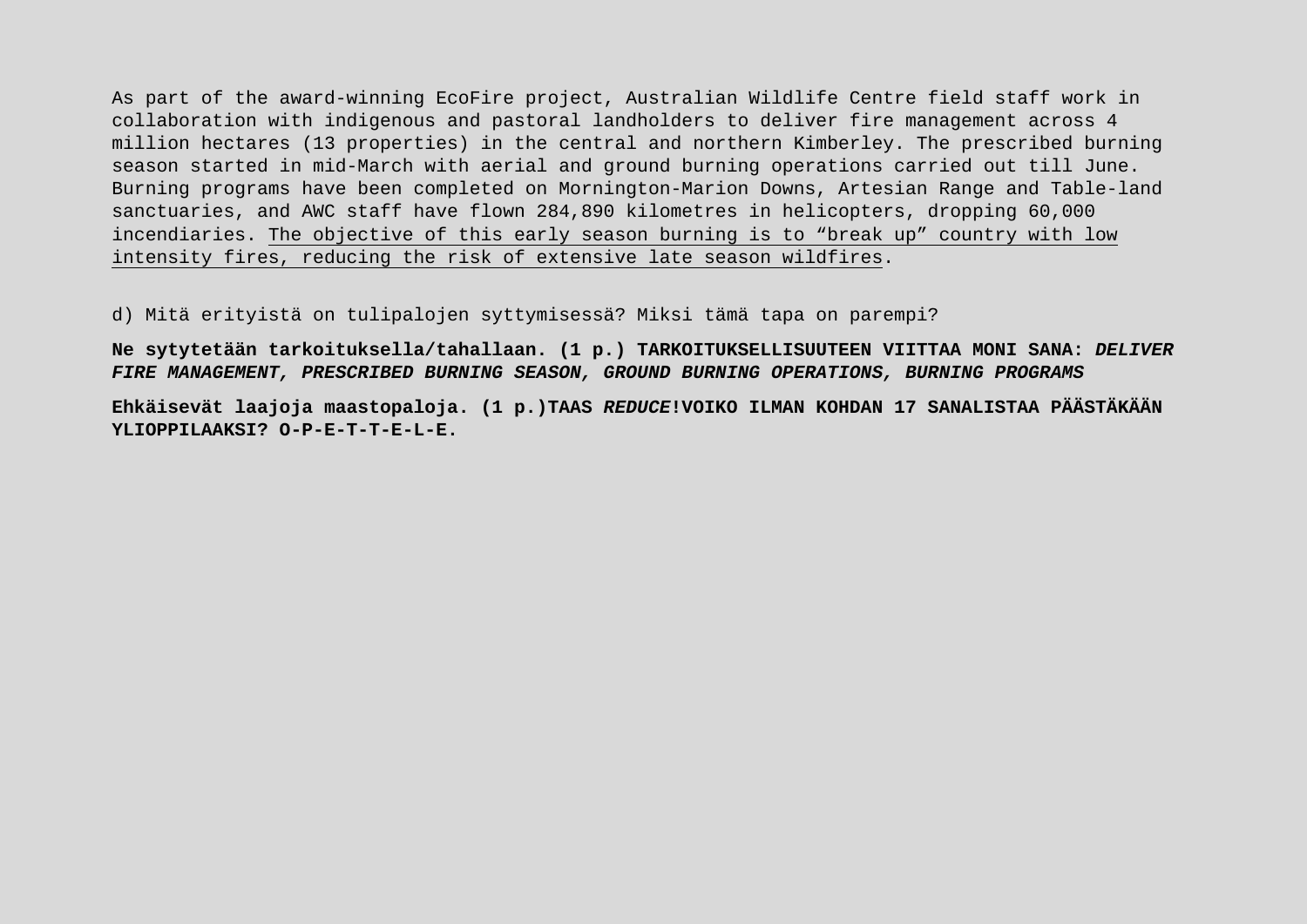As part of the award-winning EcoFire project, Australian Wildlife Centre field staff work in collaboration with indigenous and pastoral landholders to deliver fire management across 4 million hectares (13 properties) in the central and northern Kimberley. The prescribed burning season started in mid-March with aerial and ground burning operations carried out till June. Burning programs have been completed on Mornington-Marion Downs, Artesian Range and Table-land sanctuaries, and AWC staff have flown 284,890 kilometres in helicopters, dropping 60,000 incendiaries. <u>The objective of this early season burning is to “break up” country with low intensity fires, reducing the risk of extensive late season wildfires</u>.

d) Mitä erityistä on tulipalojen syttymisessä? Miksi tämä tapa on parempi?

**Ne sytytetään tarkoituksella/tahallaan. (1 p.) TARKOITUKSELLISUUTEEN VIITTAA MONI SANA: *DELIVER FIRE MANAGEMENT, PRESCRIBED BURNING SEASON, GROUND BURNING OPERATIONS, BURNING PROGRAMS***

**Ehkäisevät laajoja maastopaloja. (1 p.)TAAS *REDUCE*!VOIKO ILMAN KOHDAN 17 SANALISTAA PÄÄSTÄKÄÄN YLIOPPILAAKSI? O-P-E-T-T-E-L-E.**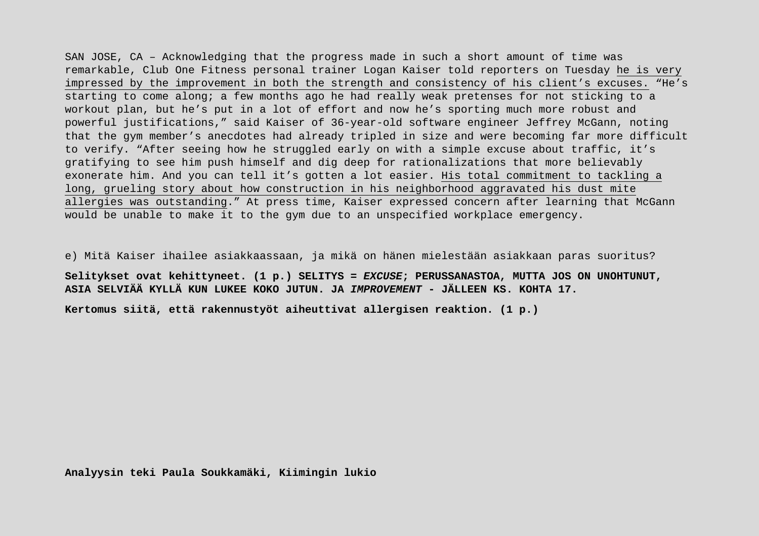SAN JOSE, CA – Acknowledging that the progress made in such a short amount of time was remarkable, Club One Fitness personal trainer Logan Kaiser told reporters on Tuesday <u>he is very impressed by the improvement in both the strength and consistency of his client's excuses.</u> "He's starting to come along; a few months ago he had really weak pretenses for not sticking to a workout plan, but he's put in a lot of effort and now he's sporting much more robust and powerful justifications," said Kaiser of 36-year-old software engineer Jeffrey McGann, noting that the gym member's anecdotes had already tripled in size and were becoming far more difficult to verify. "After seeing how he struggled early on with a simple excuse about traffic, it's gratifying to see him push himself and dig deep for rationalizations that more believably exonerate him. And you can tell it's gotten a lot easier. <u>His total commitment to tackling a long, grueling story about how construction in his neighborhood aggravated his dust mite allergies was outstanding</u>." At press time, Kaiser expressed concern after learning that McGann would be unable to make it to the gym due to an unspecified workplace emergency.

e) Mitä Kaiser ihailee asiakkaassaan, ja mikä on hänen mielestään asiakkaan paras suoritus?

**Selitykset ovat kehittyneet. (1 p.) SELITYS = *EXCUSE*; PERUSSANASTOA, MUTTA JOS ON UNOHTUNUT, ASIA SELVIÄÄ KYLLÄ KUN LUKEE KOKO JUTUN. JA *IMPROVEMENT* - JÄLLEEN KS. KOHTA 17.**

**Kertomus siitä, että rakennustyöt aiheuttivat allergisen reaktion. (1 p.)**

**Analyysin teki Paula Soukkamäki, Kiimingin lukio**